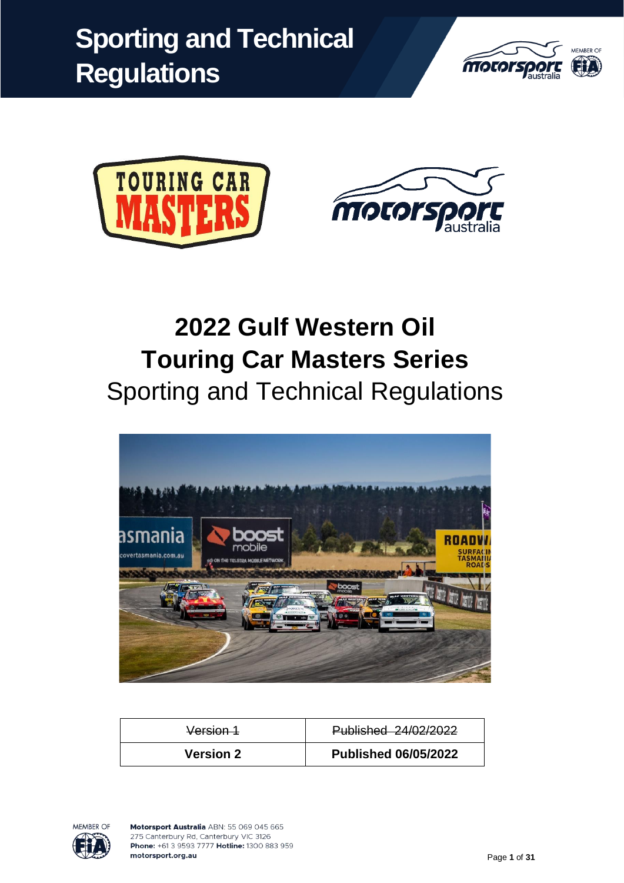# Sporting and Technical Regulations

# 2022 Gulf Western Oil Touring Car Masters Series

## Sporting and Technical Regulations

| ~~Version 1~~ | ~~Published 24/02/2022~~ |
|---|---|
| **Version 2** | **Published 06/05/2022** |

**Motorsport Australia** ABN: 55 069 045 665
275 Canterbury Rd, Canterbury VIC 3126
**Phone:** +61 3 9593 7777 **Hotline:** 1300 883 959
**motorsport.org.au**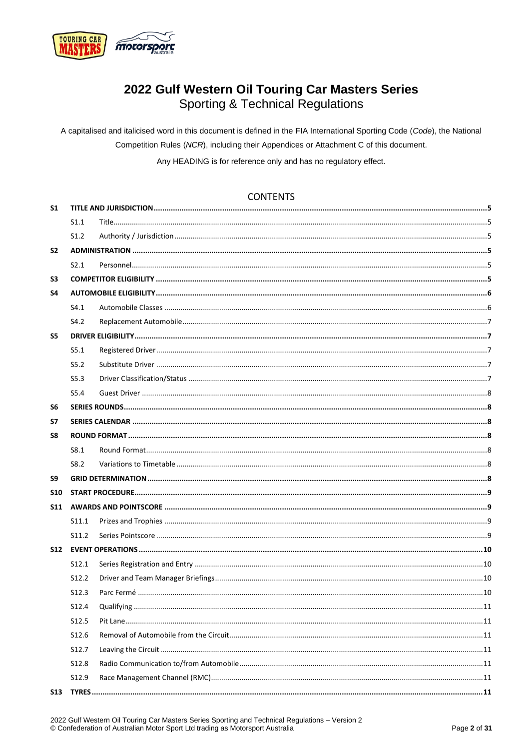# 2022 Gulf Western Oil Touring Car Masters Series

## Sporting & Technical Regulations

A capitalised and italicised word in this document is defined in the FIA International Sporting Code (*Code*), the National Competition Rules (*NCR*), including their Appendices or Attachment C of this document.

Any HEADING is for reference only and has no regulatory effect.

## CONTENTS

| | | | |
|---|---|---|---|
| **S1** | **TITLE AND JURISDICTION** | | **5** |
| | S1.1 | Title | 5 |
| | S1.2 | Authority / Jurisdiction | 5 |
| **S2** | **ADMINISTRATION** | | **5** |
| | S2.1 | Personnel | 5 |
| **S3** | **COMPETITOR ELIGIBILITY** | | **5** |
| **S4** | **AUTOMOBILE ELIGIBILITY** | | **6** |
| | S4.1 | Automobile Classes | 6 |
| | S4.2 | Replacement Automobile | 7 |
| **S5** | **DRIVER ELIGIBILITY** | | **7** |
| | S5.1 | Registered Driver | 7 |
| | S5.2 | Substitute Driver | 7 |
| | S5.3 | Driver Classification/Status | 7 |
| | S5.4 | Guest Driver | 8 |
| **S6** | **SERIES ROUNDS** | | **8** |
| **S7** | **SERIES CALENDAR** | | **8** |
| **S8** | **ROUND FORMAT** | | **8** |
| | S8.1 | Round Format | 8 |
| | S8.2 | Variations to Timetable | 8 |
| **S9** | **GRID DETERMINATION** | | **8** |
| **S10** | **START PROCEDURE** | | **9** |
| **S11** | **AWARDS AND POINTSCORE** | | **9** |
| | S11.1 | Prizes and Trophies | 9 |
| | S11.2 | Series Pointscore | 9 |
| **S12** | **EVENT OPERATIONS** | | **10** |
| | S12.1 | Series Registration and Entry | 10 |
| | S12.2 | Driver and Team Manager Briefings | 10 |
| | S12.3 | Parc Fermé | 10 |
| | S12.4 | Qualifying | 11 |
| | S12.5 | Pit Lane | 11 |
| | S12.6 | Removal of Automobile from the Circuit | 11 |
| | S12.7 | Leaving the Circuit | 11 |
| | S12.8 | Radio Communication to/from Automobile | 11 |
| | S12.9 | Race Management Channel (RMC) | 11 |
| **S13** | **TYRES** | | **11** |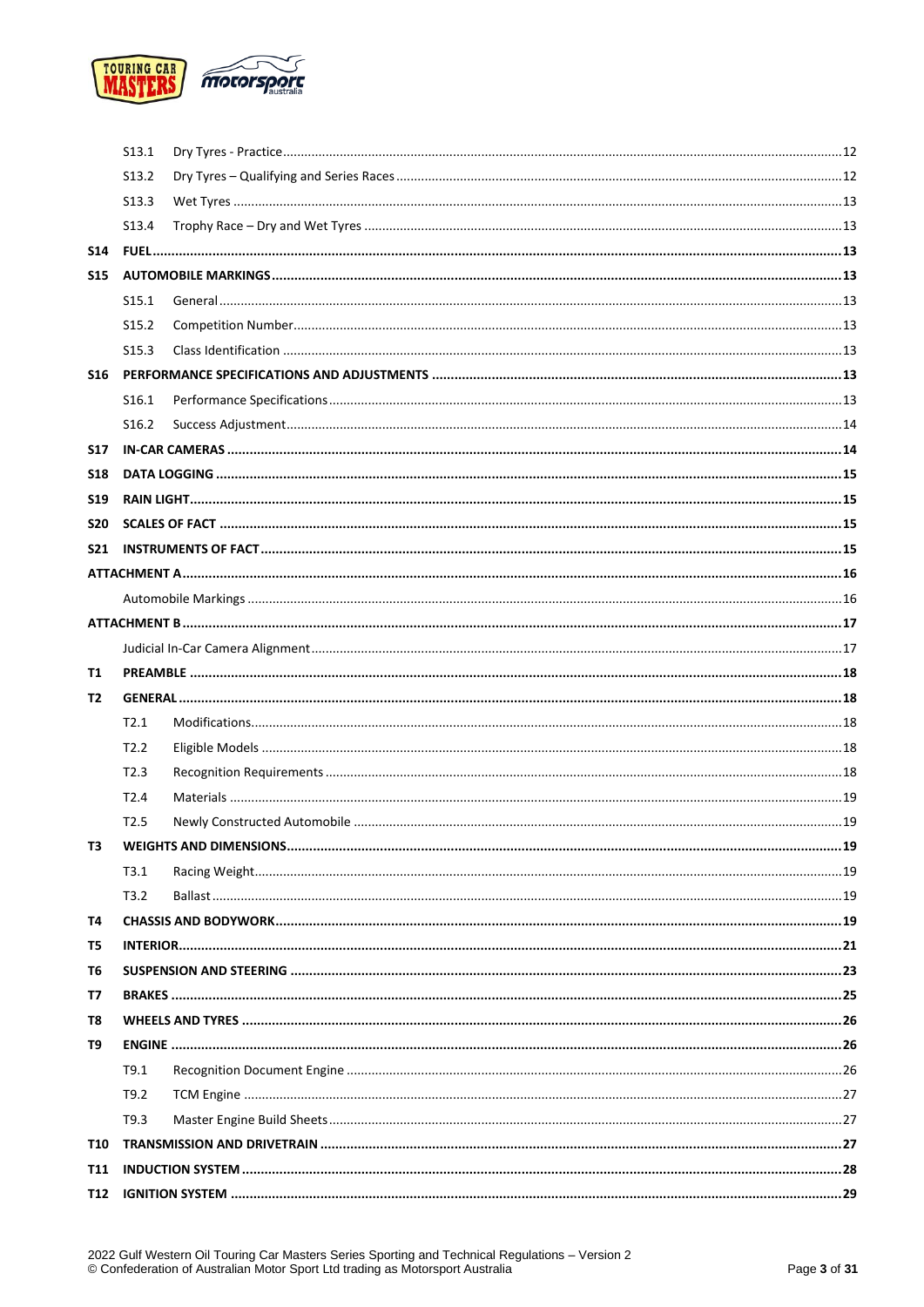| | | |
|---|---|---|
| S13.1 | Dry Tyres - Practice | 12 |
| S13.2 | Dry Tyres – Qualifying and Series Races | 12 |
| S13.3 | Wet Tyres | 13 |
| S13.4 | Trophy Race – Dry and Wet Tyres | 13 |
| **S14** | **FUEL** | **13** |
| **S15** | **AUTOMOBILE MARKINGS** | **13** |
| S15.1 | General | 13 |
| S15.2 | Competition Number | 13 |
| S15.3 | Class Identification | 13 |
| **S16** | **PERFORMANCE SPECIFICATIONS AND ADJUSTMENTS** | **13** |
| S16.1 | Performance Specifications | 13 |
| S16.2 | Success Adjustment | 14 |
| **S17** | **IN-CAR CAMERAS** | **14** |
| **S18** | **DATA LOGGING** | **15** |
| **S19** | **RAIN LIGHT** | **15** |
| **S20** | **SCALES OF FACT** | **15** |
| **S21** | **INSTRUMENTS OF FACT** | **15** |
| **ATTACHMENT A** | | **16** |
| | Automobile Markings | 16 |
| **ATTACHMENT B** | | **17** |
| | Judicial In-Car Camera Alignment | 17 |
| **T1** | **PREAMBLE** | **18** |
| **T2** | **GENERAL** | **18** |
| T2.1 | Modifications | 18 |
| T2.2 | Eligible Models | 18 |
| T2.3 | Recognition Requirements | 18 |
| T2.4 | Materials | 19 |
| T2.5 | Newly Constructed Automobile | 19 |
| **T3** | **WEIGHTS AND DIMENSIONS** | **19** |
| T3.1 | Racing Weight | 19 |
| T3.2 | Ballast | 19 |
| **T4** | **CHASSIS AND BODYWORK** | **19** |
| **T5** | **INTERIOR** | **21** |
| **T6** | **SUSPENSION AND STEERING** | **23** |
| **T7** | **BRAKES** | **25** |
| **T8** | **WHEELS AND TYRES** | **26** |
| **T9** | **ENGINE** | **26** |
| T9.1 | Recognition Document Engine | 26 |
| T9.2 | TCM Engine | 27 |
| T9.3 | Master Engine Build Sheets | 27 |
| **T10** | **TRANSMISSION AND DRIVETRAIN** | **27** |
| **T11** | **INDUCTION SYSTEM** | **28** |
| **T12** | **IGNITION SYSTEM** | **29** |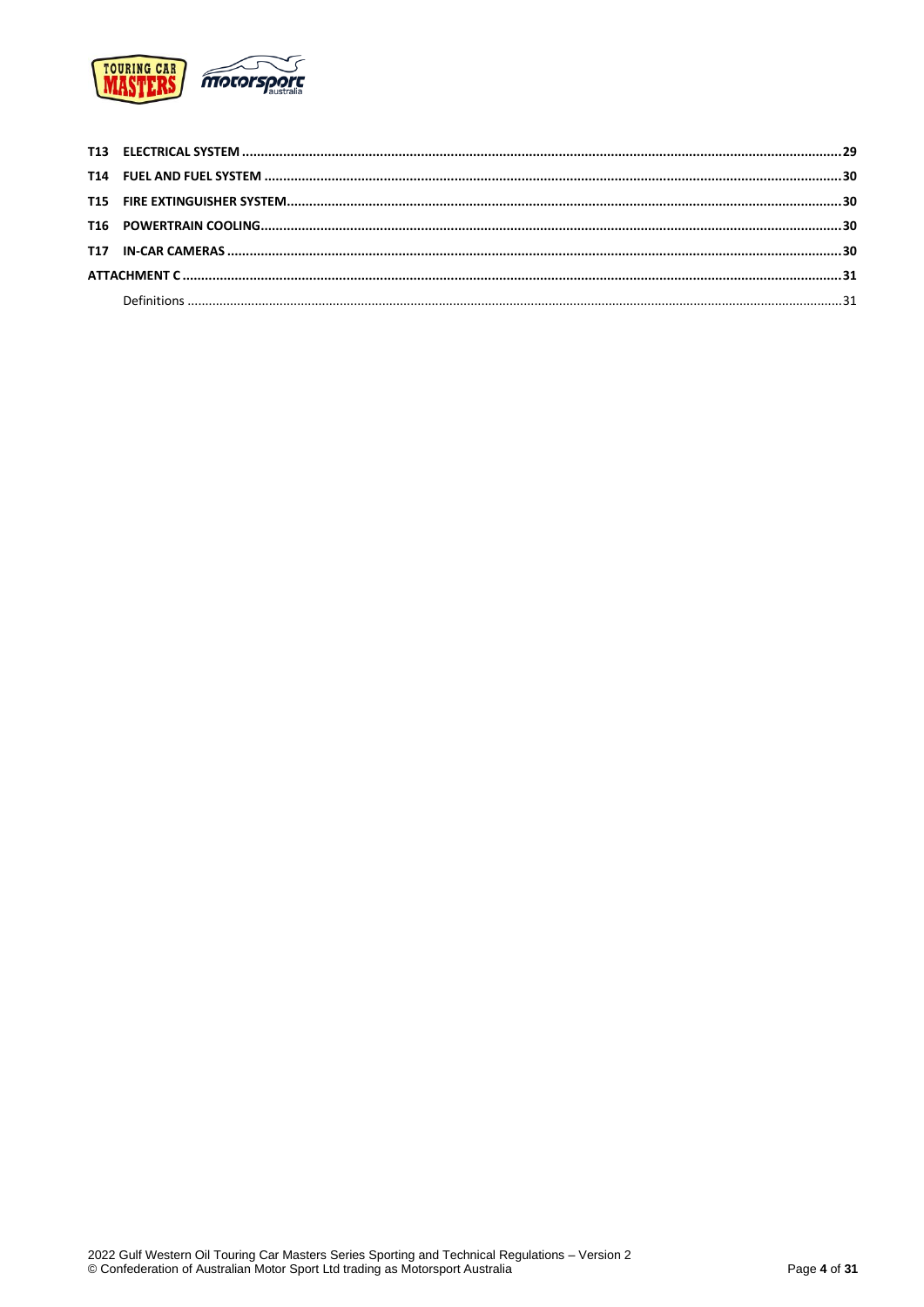**T13 ELECTRICAL SYSTEM** ............................................................ **29**

**T14 FUEL AND FUEL SYSTEM** ............................................................ **30**

**T15 FIRE EXTINGUISHER SYSTEM** ............................................................ **30**

**T16 POWERTRAIN COOLING** ............................................................ **30**

**T17 IN-CAR CAMERAS** ............................................................ **30**

**ATTACHMENT C** ............................................................ **31**

Definitions ............................................................ 31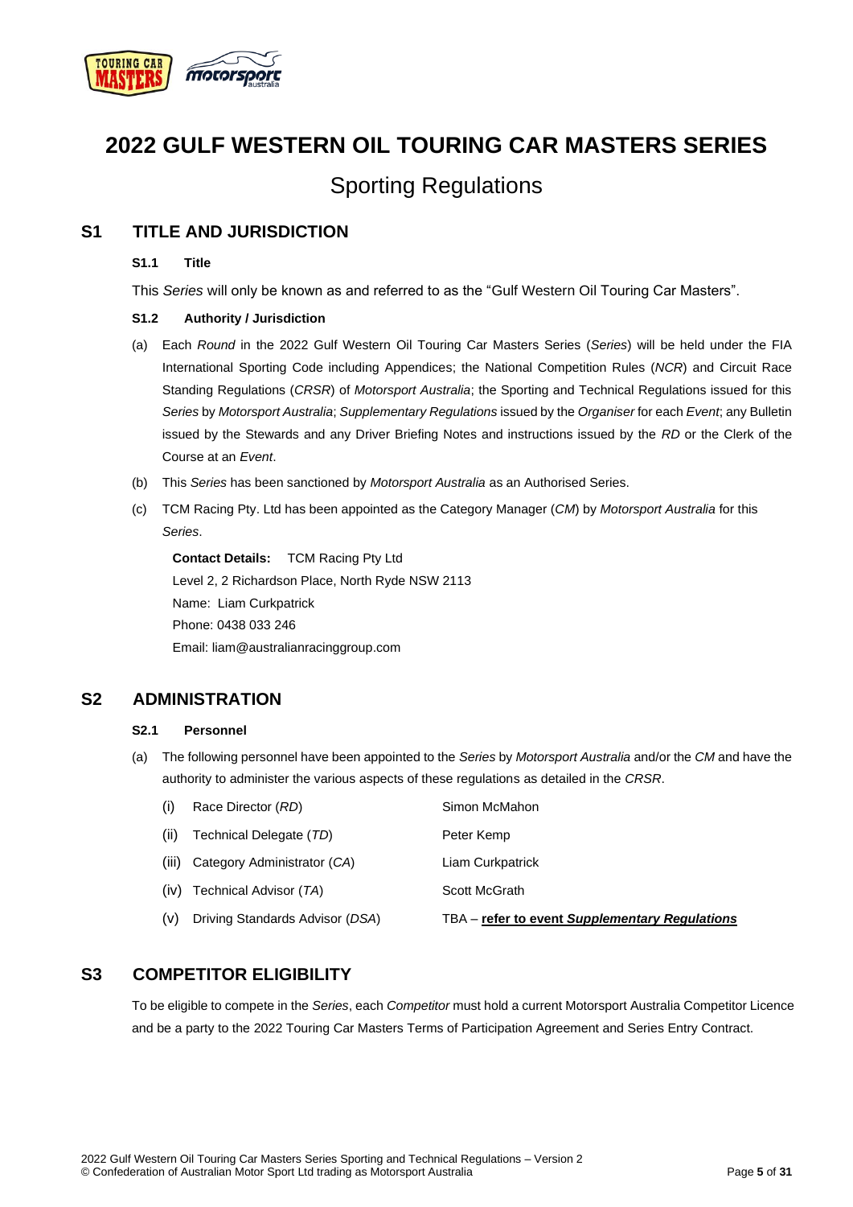# 2022 GULF WESTERN OIL TOURING CAR MASTERS SERIES

## Sporting Regulations

## S1 TITLE AND JURISDICTION

### S1.1 Title

This *Series* will only be known as and referred to as the "Gulf Western Oil Touring Car Masters".

### S1.2 Authority / Jurisdiction

(a) Each *Round* in the 2022 Gulf Western Oil Touring Car Masters Series (*Series*) will be held under the FIA International Sporting Code including Appendices; the National Competition Rules (*NCR*) and Circuit Race Standing Regulations (*CRSR*) of *Motorsport Australia*; the Sporting and Technical Regulations issued for this *Series* by *Motorsport Australia*; *Supplementary Regulations* issued by the *Organiser* for each *Event*; any Bulletin issued by the Stewards and any Driver Briefing Notes and instructions issued by the *RD* or the Clerk of the Course at an *Event*.

(b) This *Series* has been sanctioned by *Motorsport Australia* as an Authorised Series.

(c) TCM Racing Pty. Ltd has been appointed as the Category Manager (*CM*) by *Motorsport Australia* for this *Series*.

**Contact Details:** TCM Racing Pty Ltd
Level 2, 2 Richardson Place, North Ryde NSW 2113
Name: Liam Curkpatrick
Phone: 0438 033 246
Email: liam@australianracinggroup.com

## S2 ADMINISTRATION

### S2.1 Personnel

(a) The following personnel have been appointed to the *Series* by *Motorsport Australia* and/or the *CM* and have the authority to administer the various aspects of these regulations as detailed in the *CRSR*.

| | | |
|---|---|---|
| (i) | Race Director (*RD*) | Simon McMahon |
| (ii) | Technical Delegate (*TD*) | Peter Kemp |
| (iii) | Category Administrator (*CA*) | Liam Curkpatrick |
| (iv) | Technical Advisor (*TA*) | Scott McGrath |
| (v) | Driving Standards Advisor (*DSA*) | TBA – **refer to event *Supplementary Regulations*** |

## S3 COMPETITOR ELIGIBILITY

To be eligible to compete in the *Series*, each *Competitor* must hold a current Motorsport Australia Competitor Licence and be a party to the 2022 Touring Car Masters Terms of Participation Agreement and Series Entry Contract.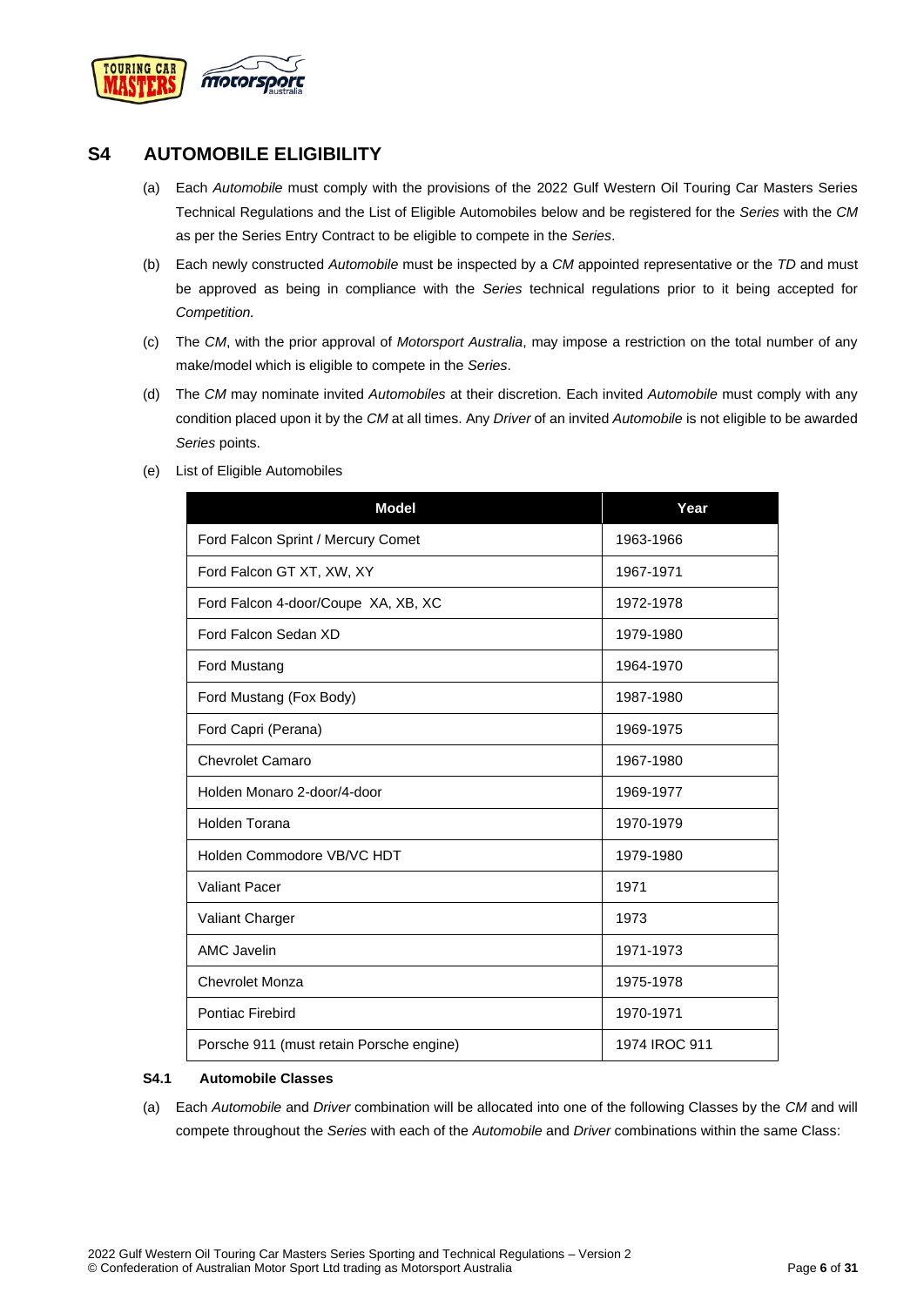## S4 AUTOMOBILE ELIGIBILITY

(a) Each *Automobile* must comply with the provisions of the 2022 Gulf Western Oil Touring Car Masters Series Technical Regulations and the List of Eligible Automobiles below and be registered for the *Series* with the *CM* as per the Series Entry Contract to be eligible to compete in the *Series*.

(b) Each newly constructed *Automobile* must be inspected by a *CM* appointed representative or the *TD* and must be approved as being in compliance with the *Series* technical regulations prior to it being accepted for *Competition.*

(c) The *CM*, with the prior approval of *Motorsport Australia*, may impose a restriction on the total number of any make/model which is eligible to compete in the *Series*.

(d) The *CM* may nominate invited *Automobiles* at their discretion. Each invited *Automobile* must comply with any condition placed upon it by the *CM* at all times. Any *Driver* of an invited *Automobile* is not eligible to be awarded *Series* points.

(e) List of Eligible Automobiles

| Model | Year |
|---|---|
| Ford Falcon Sprint / Mercury Comet | 1963-1966 |
| Ford Falcon GT XT, XW, XY | 1967-1971 |
| Ford Falcon 4-door/Coupe XA, XB, XC | 1972-1978 |
| Ford Falcon Sedan XD | 1979-1980 |
| Ford Mustang | 1964-1970 |
| Ford Mustang (Fox Body) | 1987-1980 |
| Ford Capri (Perana) | 1969-1975 |
| Chevrolet Camaro | 1967-1980 |
| Holden Monaro 2-door/4-door | 1969-1977 |
| Holden Torana | 1970-1979 |
| Holden Commodore VB/VC HDT | 1979-1980 |
| Valiant Pacer | 1971 |
| Valiant Charger | 1973 |
| AMC Javelin | 1971-1973 |
| Chevrolet Monza | 1975-1978 |
| Pontiac Firebird | 1970-1971 |
| Porsche 911 (must retain Porsche engine) | 1974 IROC 911 |

### S4.1 Automobile Classes

(a) Each *Automobile* and *Driver* combination will be allocated into one of the following Classes by the *CM* and will compete throughout the *Series* with each of the *Automobile* and *Driver* combinations within the same Class: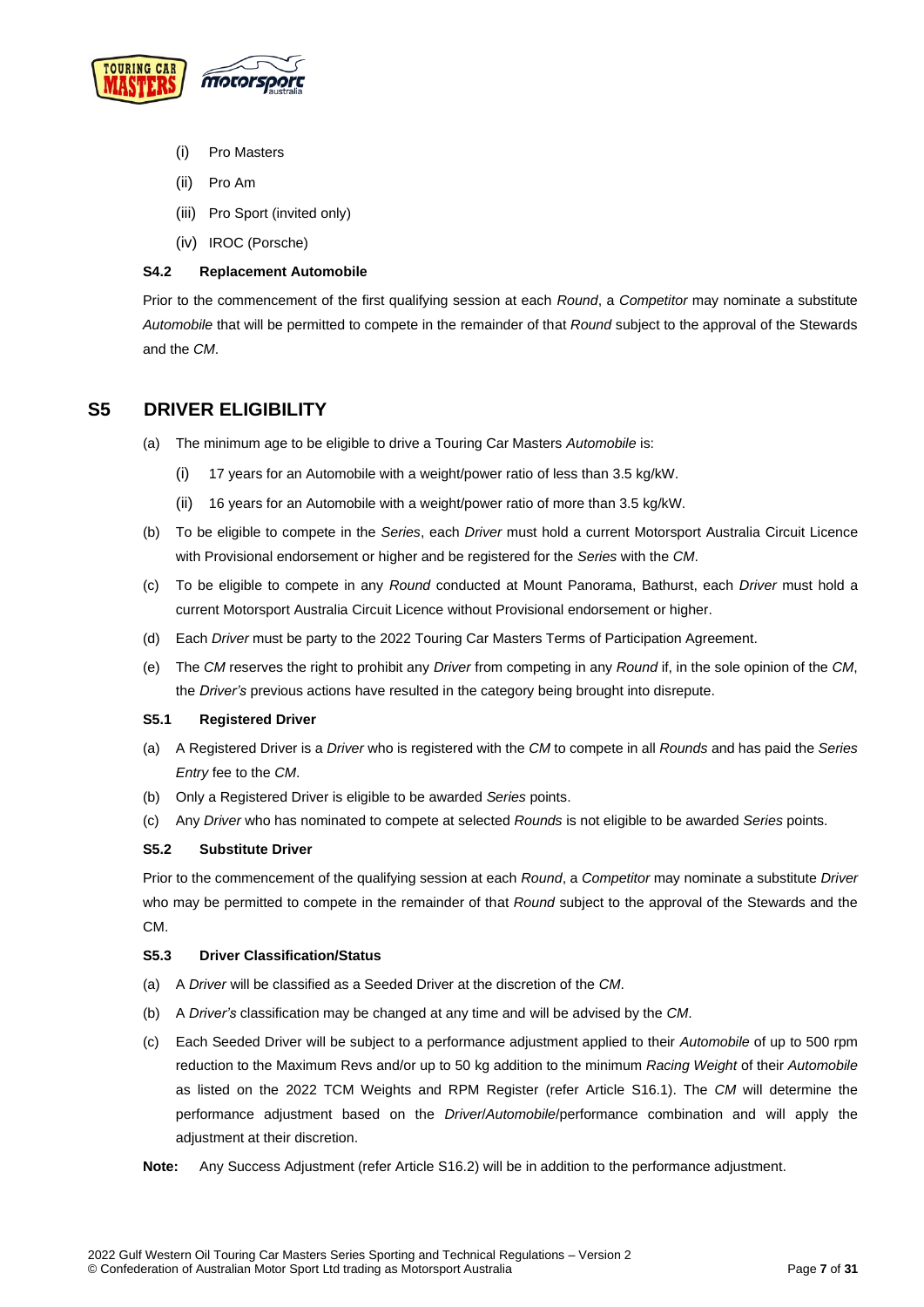(i) Pro Masters

(ii) Pro Am

(iii) Pro Sport (invited only)

(iv) IROC (Porsche)

### S4.2 Replacement Automobile

Prior to the commencement of the first qualifying session at each *Round*, a *Competitor* may nominate a substitute *Automobile* that will be permitted to compete in the remainder of that *Round* subject to the approval of the Stewards and the *CM*.

## S5 DRIVER ELIGIBILITY

(a) The minimum age to be eligible to drive a Touring Car Masters *Automobile* is:

  (i) 17 years for an Automobile with a weight/power ratio of less than 3.5 kg/kW.

  (ii) 16 years for an Automobile with a weight/power ratio of more than 3.5 kg/kW.

(b) To be eligible to compete in the *Series*, each *Driver* must hold a current Motorsport Australia Circuit Licence with Provisional endorsement or higher and be registered for the *Series* with the *CM*.

(c) To be eligible to compete in any *Round* conducted at Mount Panorama, Bathurst, each *Driver* must hold a current Motorsport Australia Circuit Licence without Provisional endorsement or higher.

(d) Each *Driver* must be party to the 2022 Touring Car Masters Terms of Participation Agreement.

(e) The *CM* reserves the right to prohibit any *Driver* from competing in any *Round* if, in the sole opinion of the *CM*, the *Driver's* previous actions have resulted in the category being brought into disrepute.

### S5.1 Registered Driver

(a) A Registered Driver is a *Driver* who is registered with the *CM* to compete in all *Rounds* and has paid the *Series Entry* fee to the *CM*.

(b) Only a Registered Driver is eligible to be awarded *Series* points.

(c) Any *Driver* who has nominated to compete at selected *Rounds* is not eligible to be awarded *Series* points.

### S5.2 Substitute Driver

Prior to the commencement of the qualifying session at each *Round*, a *Competitor* may nominate a substitute *Driver* who may be permitted to compete in the remainder of that *Round* subject to the approval of the Stewards and the CM.

### S5.3 Driver Classification/Status

(a) A *Driver* will be classified as a Seeded Driver at the discretion of the *CM*.

(b) A *Driver's* classification may be changed at any time and will be advised by the *CM*.

(c) Each Seeded Driver will be subject to a performance adjustment applied to their *Automobile* of up to 500 rpm reduction to the Maximum Revs and/or up to 50 kg addition to the minimum *Racing Weight* of their *Automobile* as listed on the 2022 TCM Weights and RPM Register (refer Article S16.1). The *CM* will determine the performance adjustment based on the *Driver*/*Automobile*/performance combination and will apply the adjustment at their discretion.

**Note:** Any Success Adjustment (refer Article S16.2) will be in addition to the performance adjustment.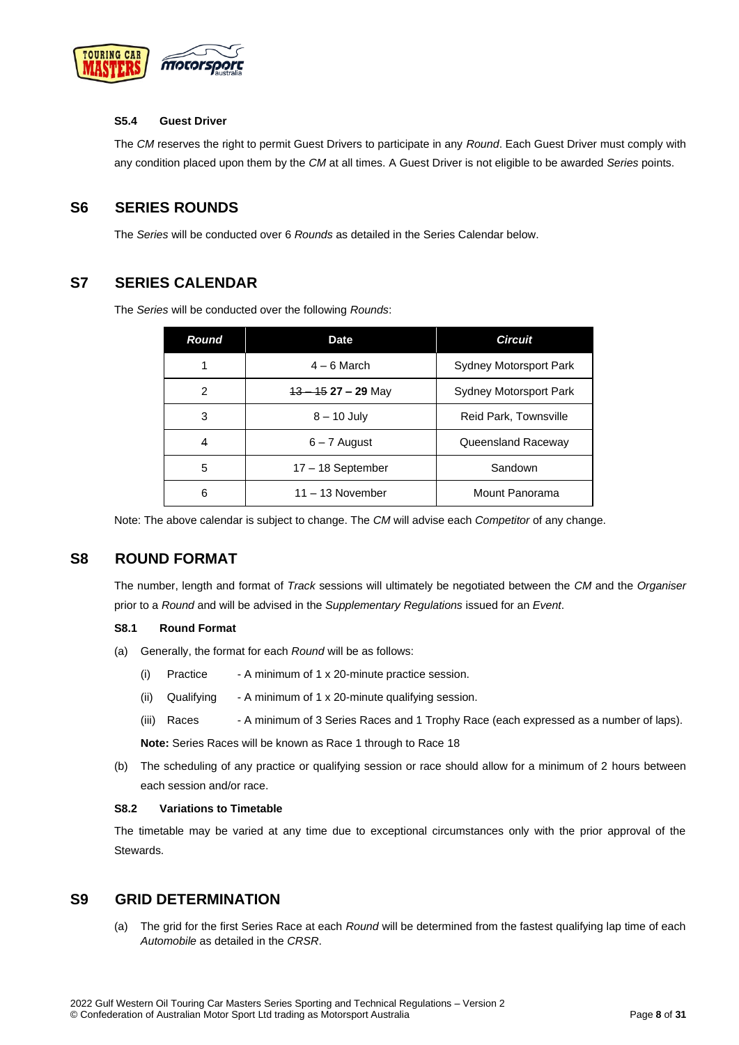### S5.4 Guest Driver

The *CM* reserves the right to permit Guest Drivers to participate in any *Round*. Each Guest Driver must comply with any condition placed upon them by the *CM* at all times. A Guest Driver is not eligible to be awarded *Series* points.

## S6 SERIES ROUNDS

The *Series* will be conducted over 6 *Rounds* as detailed in the Series Calendar below.

## S7 SERIES CALENDAR

The *Series* will be conducted over the following *Rounds*:

| *Round* | Date | *Circuit* |
|---|---|---|
| 1 | 4 – 6 March | Sydney Motorsport Park |
| 2 | ~~13 – 15~~ **27 – 29** May | Sydney Motorsport Park |
| 3 | 8 – 10 July | Reid Park, Townsville |
| 4 | 6 – 7 August | Queensland Raceway |
| 5 | 17 – 18 September | Sandown |
| 6 | 11 – 13 November | Mount Panorama |

Note: The above calendar is subject to change. The *CM* will advise each *Competitor* of any change.

## S8 ROUND FORMAT

The number, length and format of *Track* sessions will ultimately be negotiated between the *CM* and the *Organiser* prior to a *Round* and will be advised in the *Supplementary Regulations* issued for an *Event*.

### S8.1 Round Format

(a) Generally, the format for each *Round* will be as follows:

- (i) Practice - A minimum of 1 x 20-minute practice session.
- (ii) Qualifying - A minimum of 1 x 20-minute qualifying session.
- (iii) Races - A minimum of 3 Series Races and 1 Trophy Race (each expressed as a number of laps).

**Note:** Series Races will be known as Race 1 through to Race 18

(b) The scheduling of any practice or qualifying session or race should allow for a minimum of 2 hours between each session and/or race.

### S8.2 Variations to Timetable

The timetable may be varied at any time due to exceptional circumstances only with the prior approval of the Stewards.

## S9 GRID DETERMINATION

(a) The grid for the first Series Race at each *Round* will be determined from the fastest qualifying lap time of each *Automobile* as detailed in the *CRSR*.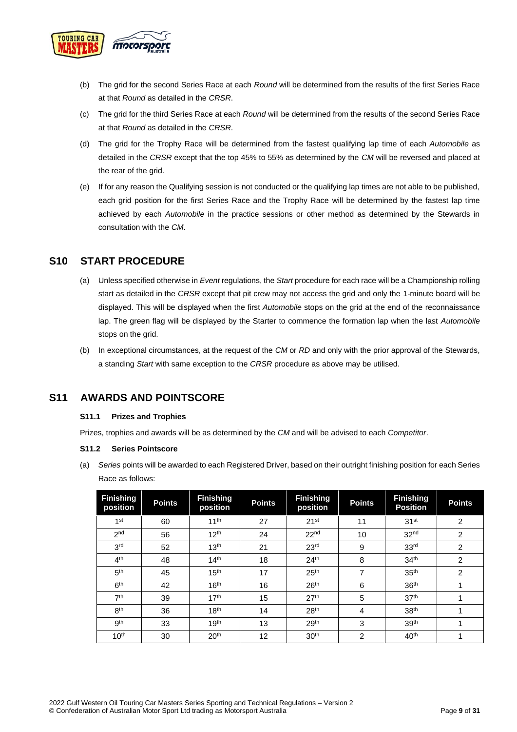(b) The grid for the second Series Race at each *Round* will be determined from the results of the first Series Race at that *Round* as detailed in the *CRSR*.

(c) The grid for the third Series Race at each *Round* will be determined from the results of the second Series Race at that *Round* as detailed in the *CRSR*.

(d) The grid for the Trophy Race will be determined from the fastest qualifying lap time of each *Automobile* as detailed in the *CRSR* except that the top 45% to 55% as determined by the *CM* will be reversed and placed at the rear of the grid.

(e) If for any reason the Qualifying session is not conducted or the qualifying lap times are not able to be published, each grid position for the first Series Race and the Trophy Race will be determined by the fastest lap time achieved by each *Automobile* in the practice sessions or other method as determined by the Stewards in consultation with the *CM*.

## S10 START PROCEDURE

(a) Unless specified otherwise in *Event* regulations, the *Start* procedure for each race will be a Championship rolling start as detailed in the *CRSR* except that pit crew may not access the grid and only the 1-minute board will be displayed. This will be displayed when the first *Automobile* stops on the grid at the end of the reconnaissance lap. The green flag will be displayed by the Starter to commence the formation lap when the last *Automobile* stops on the grid.

(b) In exceptional circumstances, at the request of the *CM* or *RD* and only with the prior approval of the Stewards, a standing *Start* with same exception to the *CRSR* procedure as above may be utilised.

## S11 AWARDS AND POINTSCORE

### S11.1 Prizes and Trophies

Prizes, trophies and awards will be as determined by the *CM* and will be advised to each *Competitor*.

### S11.2 Series Pointscore

(a) *Series* points will be awarded to each Registered Driver, based on their outright finishing position for each Series Race as follows:

| Finishing position | Points | Finishing position | Points | Finishing position | Points | Finishing Position | Points |
|---|---|---|---|---|---|---|---|
| 1st | 60 | 11th | 27 | 21st | 11 | 31st | 2 |
| 2nd | 56 | 12th | 24 | 22nd | 10 | 32nd | 2 |
| 3rd | 52 | 13th | 21 | 23rd | 9 | 33rd | 2 |
| 4th | 48 | 14th | 18 | 24th | 8 | 34th | 2 |
| 5th | 45 | 15th | 17 | 25th | 7 | 35th | 2 |
| 6th | 42 | 16th | 16 | 26th | 6 | 36th | 1 |
| 7th | 39 | 17th | 15 | 27th | 5 | 37th | 1 |
| 8th | 36 | 18th | 14 | 28th | 4 | 38th | 1 |
| 9th | 33 | 19th | 13 | 29th | 3 | 39th | 1 |
| 10th | 30 | 20th | 12 | 30th | 2 | 40th | 1 |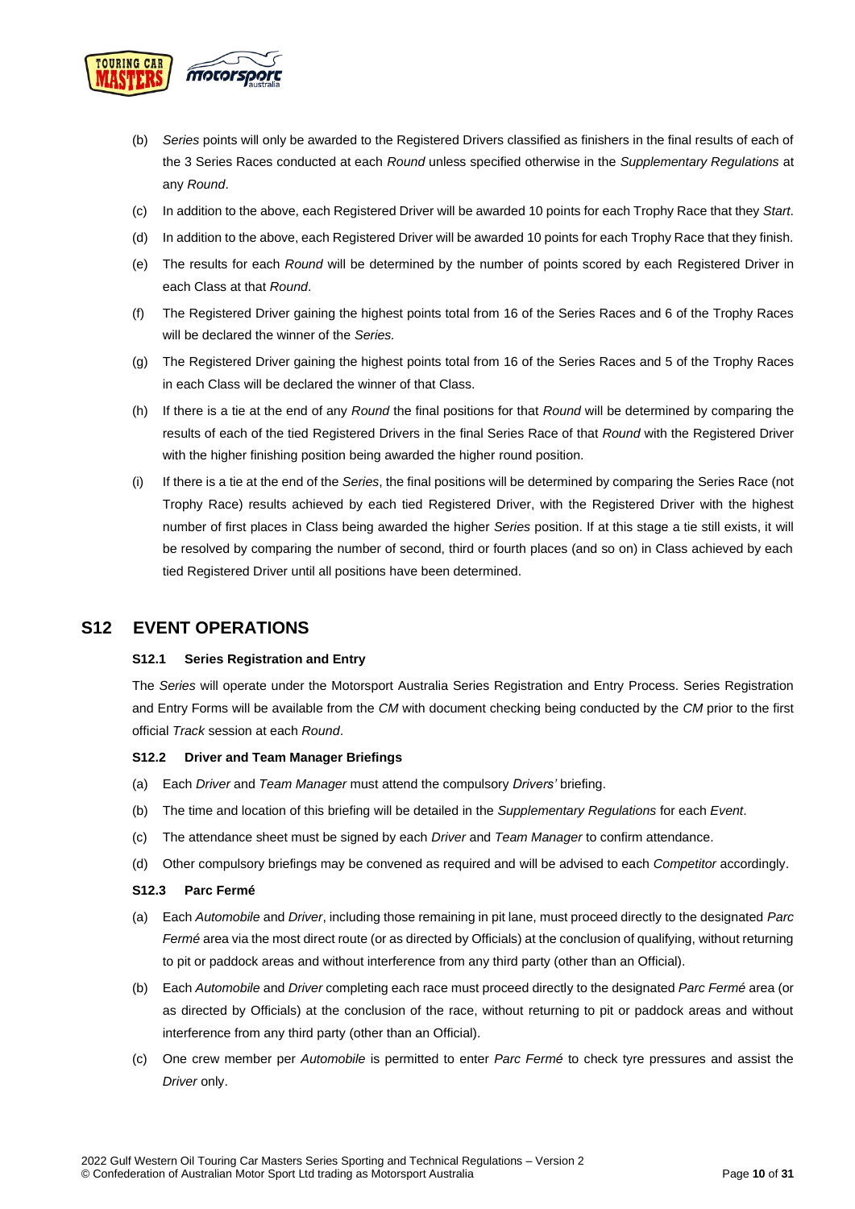(b) *Series* points will only be awarded to the Registered Drivers classified as finishers in the final results of each of the 3 Series Races conducted at each *Round* unless specified otherwise in the *Supplementary Regulations* at any *Round*.

(c) In addition to the above, each Registered Driver will be awarded 10 points for each Trophy Race that they *Start*.

(d) In addition to the above, each Registered Driver will be awarded 10 points for each Trophy Race that they finish.

(e) The results for each *Round* will be determined by the number of points scored by each Registered Driver in each Class at that *Round*.

(f) The Registered Driver gaining the highest points total from 16 of the Series Races and 6 of the Trophy Races will be declared the winner of the *Series.*

(g) The Registered Driver gaining the highest points total from 16 of the Series Races and 5 of the Trophy Races in each Class will be declared the winner of that Class.

(h) If there is a tie at the end of any *Round* the final positions for that *Round* will be determined by comparing the results of each of the tied Registered Drivers in the final Series Race of that *Round* with the Registered Driver with the higher finishing position being awarded the higher round position.

(i) If there is a tie at the end of the *Series*, the final positions will be determined by comparing the Series Race (not Trophy Race) results achieved by each tied Registered Driver, with the Registered Driver with the highest number of first places in Class being awarded the higher *Series* position. If at this stage a tie still exists, it will be resolved by comparing the number of second, third or fourth places (and so on) in Class achieved by each tied Registered Driver until all positions have been determined.

## S12 EVENT OPERATIONS

### S12.1 Series Registration and Entry

The *Series* will operate under the Motorsport Australia Series Registration and Entry Process. Series Registration and Entry Forms will be available from the *CM* with document checking being conducted by the *CM* prior to the first official *Track* session at each *Round*.

### S12.2 Driver and Team Manager Briefings

(a) Each *Driver* and *Team Manager* must attend the compulsory *Drivers'* briefing.

(b) The time and location of this briefing will be detailed in the *Supplementary Regulations* for each *Event*.

(c) The attendance sheet must be signed by each *Driver* and *Team Manager* to confirm attendance.

(d) Other compulsory briefings may be convened as required and will be advised to each *Competitor* accordingly.

### S12.3 Parc Fermé

(a) Each *Automobile* and *Driver*, including those remaining in pit lane, must proceed directly to the designated *Parc Fermé* area via the most direct route (or as directed by Officials) at the conclusion of qualifying, without returning to pit or paddock areas and without interference from any third party (other than an Official).

(b) Each *Automobile* and *Driver* completing each race must proceed directly to the designated *Parc Fermé* area (or as directed by Officials) at the conclusion of the race, without returning to pit or paddock areas and without interference from any third party (other than an Official).

(c) One crew member per *Automobile* is permitted to enter *Parc Fermé* to check tyre pressures and assist the *Driver* only.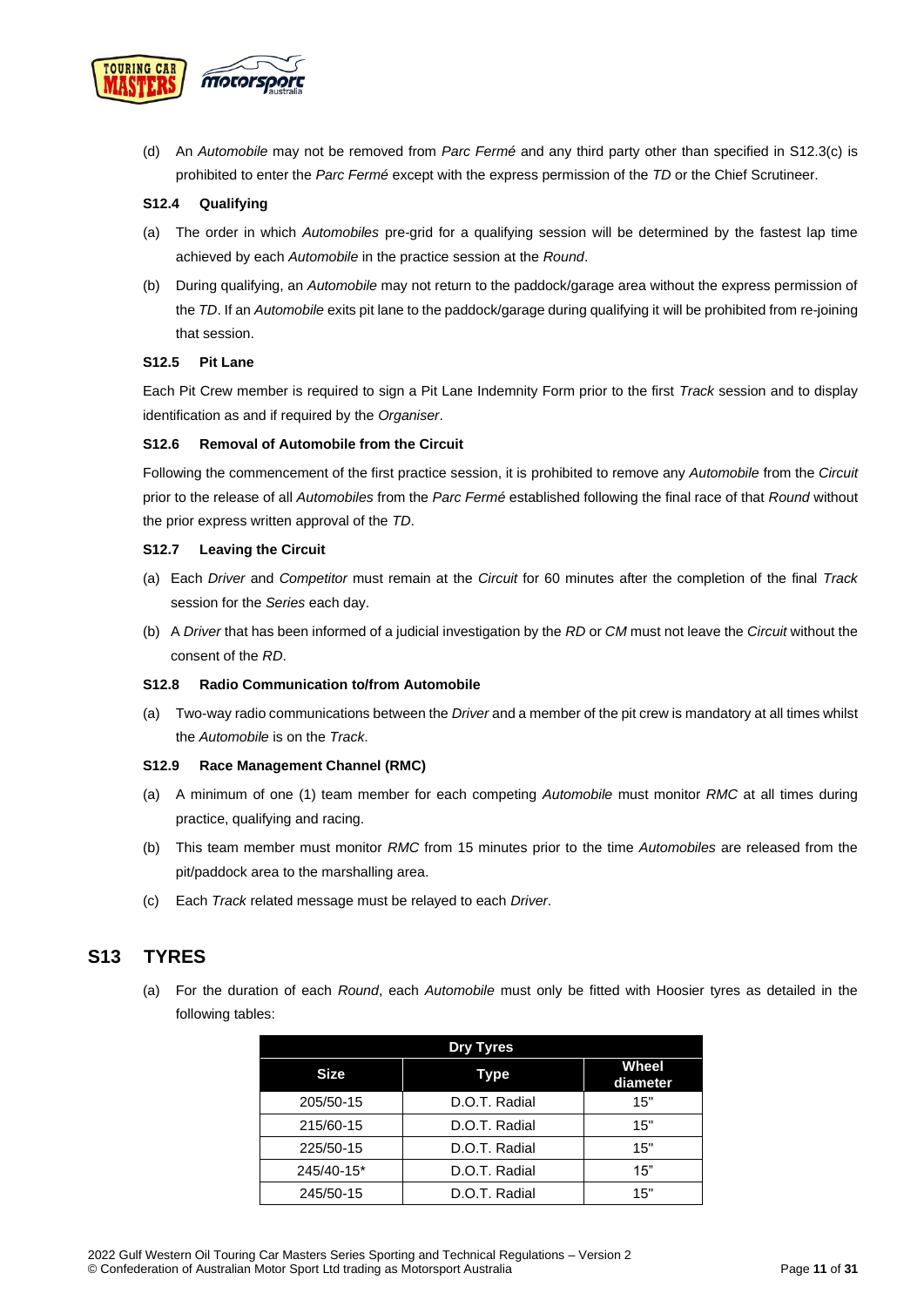(d) An *Automobile* may not be removed from *Parc Fermé* and any third party other than specified in S12.3(c) is prohibited to enter the *Parc Fermé* except with the express permission of the *TD* or the Chief Scrutineer.

### S12.4 Qualifying

(a) The order in which *Automobiles* pre-grid for a qualifying session will be determined by the fastest lap time achieved by each *Automobile* in the practice session at the *Round*.

(b) During qualifying, an *Automobile* may not return to the paddock/garage area without the express permission of the *TD*. If an *Automobile* exits pit lane to the paddock/garage during qualifying it will be prohibited from re-joining that session.

### S12.5 Pit Lane

Each Pit Crew member is required to sign a Pit Lane Indemnity Form prior to the first *Track* session and to display identification as and if required by the *Organiser*.

### S12.6 Removal of Automobile from the Circuit

Following the commencement of the first practice session, it is prohibited to remove any *Automobile* from the *Circuit* prior to the release of all *Automobiles* from the *Parc Fermé* established following the final race of that *Round* without the prior express written approval of the *TD*.

### S12.7 Leaving the Circuit

(a) Each *Driver* and *Competitor* must remain at the *Circuit* for 60 minutes after the completion of the final *Track* session for the *Series* each day.

(b) A *Driver* that has been informed of a judicial investigation by the *RD* or *CM* must not leave the *Circuit* without the consent of the *RD*.

### S12.8 Radio Communication to/from Automobile

(a) Two-way radio communications between the *Driver* and a member of the pit crew is mandatory at all times whilst the *Automobile* is on the *Track*.

### S12.9 Race Management Channel (RMC)

(a) A minimum of one (1) team member for each competing *Automobile* must monitor *RMC* at all times during practice, qualifying and racing.

(b) This team member must monitor *RMC* from 15 minutes prior to the time *Automobiles* are released from the pit/paddock area to the marshalling area.

(c) Each *Track* related message must be relayed to each *Driver*.

## S13 TYRES

(a) For the duration of each *Round*, each *Automobile* must only be fitted with Hoosier tyres as detailed in the following tables:

| Dry Tyres | | |
|---|---|---|
| **Size** | **Type** | **Wheel diameter** |
| 205/50-15 | D.O.T. Radial | 15" |
| 215/60-15 | D.O.T. Radial | 15" |
| 225/50-15 | D.O.T. Radial | 15" |
| 245/40-15* | D.O.T. Radial | 15" |
| 245/50-15 | D.O.T. Radial | 15" |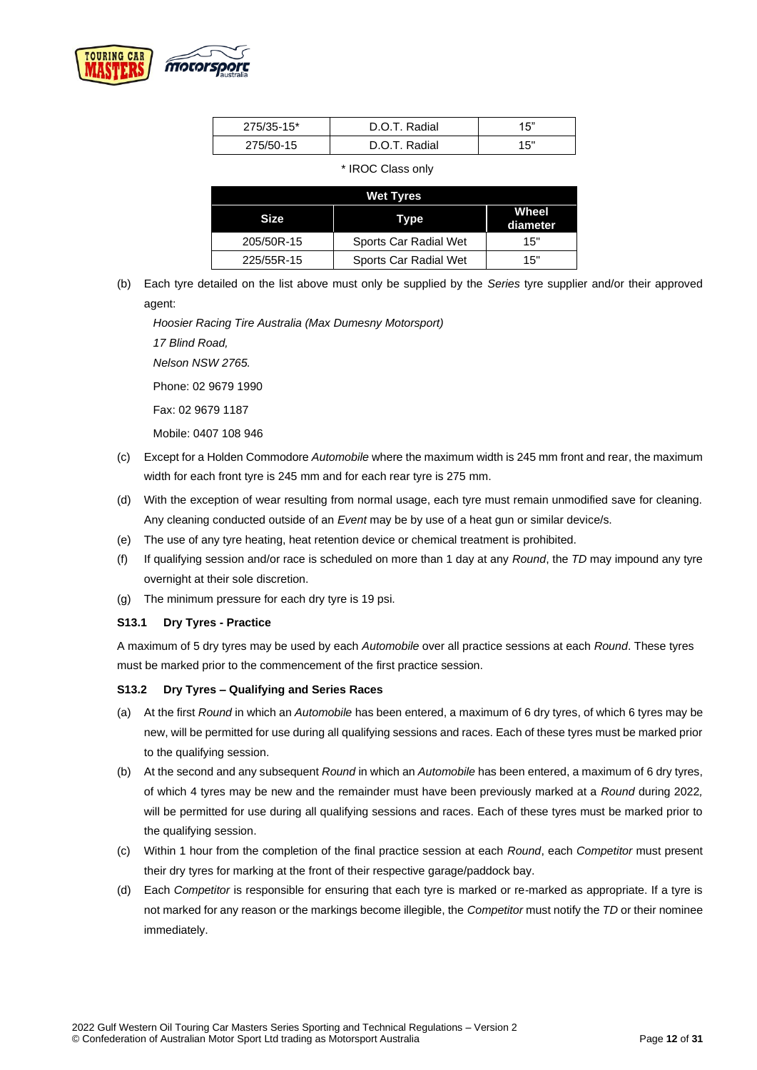| 275/35-15* | D.O.T. Radial | 15" |
| --- | --- | --- |
| 275/50-15 | D.O.T. Radial | 15" |

\* IROC Class only

| Wet Tyres | | |
| --- | --- | --- |
| **Size** | **Type** | **Wheel diameter** |
| 205/50R-15 | Sports Car Radial Wet | 15" |
| 225/55R-15 | Sports Car Radial Wet | 15" |

(b) Each tyre detailed on the list above must only be supplied by the *Series* tyre supplier and/or their approved agent:

*Hoosier Racing Tire Australia (Max Dumesny Motorsport)*
*17 Blind Road,*
*Nelson NSW 2765.*
Phone: 02 9679 1990
Fax: 02 9679 1187
Mobile: 0407 108 946

(c) Except for a Holden Commodore *Automobile* where the maximum width is 245 mm front and rear, the maximum width for each front tyre is 245 mm and for each rear tyre is 275 mm.

(d) With the exception of wear resulting from normal usage, each tyre must remain unmodified save for cleaning. Any cleaning conducted outside of an *Event* may be by use of a heat gun or similar device/s.

(e) The use of any tyre heating, heat retention device or chemical treatment is prohibited.

(f) If qualifying session and/or race is scheduled on more than 1 day at any *Round*, the *TD* may impound any tyre overnight at their sole discretion.

(g) The minimum pressure for each dry tyre is 19 psi.

**S13.1 Dry Tyres - Practice**

A maximum of 5 dry tyres may be used by each *Automobile* over all practice sessions at each *Round*. These tyres must be marked prior to the commencement of the first practice session.

**S13.2 Dry Tyres – Qualifying and Series Races**

(a) At the first *Round* in which an *Automobile* has been entered, a maximum of 6 dry tyres, of which 6 tyres may be new, will be permitted for use during all qualifying sessions and races. Each of these tyres must be marked prior to the qualifying session.

(b) At the second and any subsequent *Round* in which an *Automobile* has been entered, a maximum of 6 dry tyres, of which 4 tyres may be new and the remainder must have been previously marked at a *Round* during 2022*,* will be permitted for use during all qualifying sessions and races. Each of these tyres must be marked prior to the qualifying session.

(c) Within 1 hour from the completion of the final practice session at each *Round*, each *Competitor* must present their dry tyres for marking at the front of their respective garage/paddock bay.

(d) Each *Competitor* is responsible for ensuring that each tyre is marked or re-marked as appropriate. If a tyre is not marked for any reason or the markings become illegible, the *Competitor* must notify the *TD* or their nominee immediately.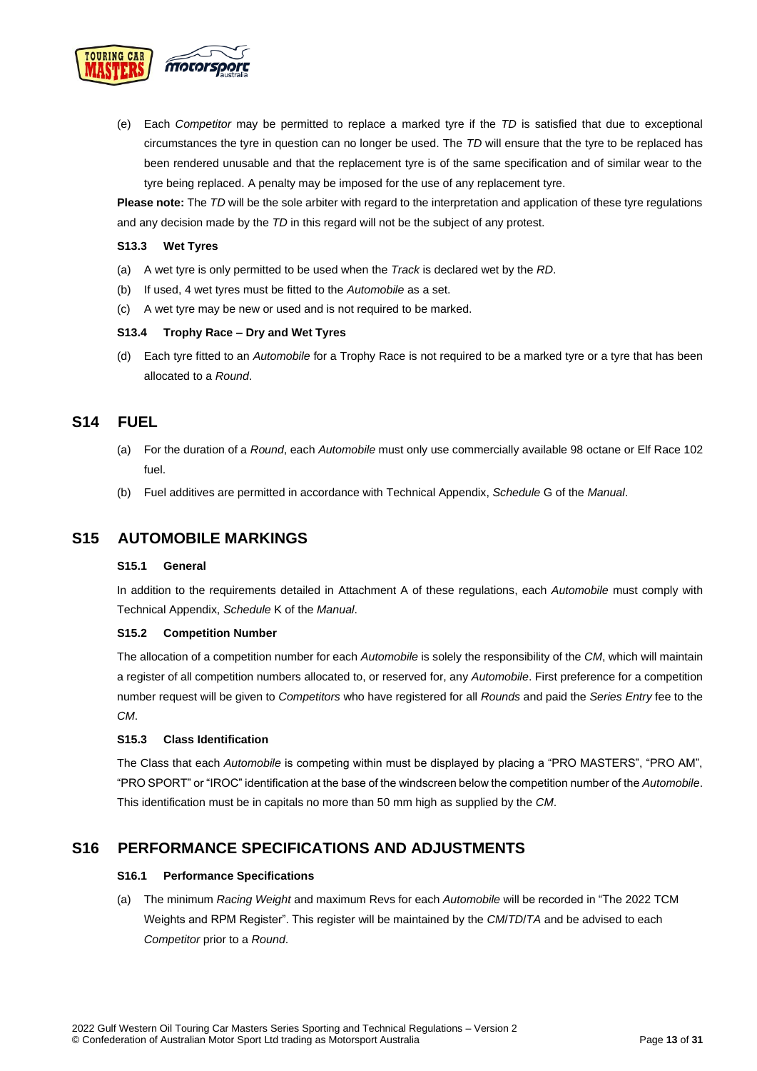(e) Each *Competitor* may be permitted to replace a marked tyre if the *TD* is satisfied that due to exceptional circumstances the tyre in question can no longer be used. The *TD* will ensure that the tyre to be replaced has been rendered unusable and that the replacement tyre is of the same specification and of similar wear to the tyre being replaced. A penalty may be imposed for the use of any replacement tyre.

**Please note:** The *TD* will be the sole arbiter with regard to the interpretation and application of these tyre regulations and any decision made by the *TD* in this regard will not be the subject of any protest.

### S13.3 Wet Tyres

(a) A wet tyre is only permitted to be used when the *Track* is declared wet by the *RD*.

(b) If used, 4 wet tyres must be fitted to the *Automobile* as a set.

(c) A wet tyre may be new or used and is not required to be marked.

### S13.4 Trophy Race – Dry and Wet Tyres

(d) Each tyre fitted to an *Automobile* for a Trophy Race is not required to be a marked tyre or a tyre that has been allocated to a *Round*.

## S14 FUEL

(a) For the duration of a *Round*, each *Automobile* must only use commercially available 98 octane or Elf Race 102 fuel.

(b) Fuel additives are permitted in accordance with Technical Appendix, *Schedule* G of the *Manual*.

## S15 AUTOMOBILE MARKINGS

### S15.1 General

In addition to the requirements detailed in Attachment A of these regulations, each *Automobile* must comply with Technical Appendix, *Schedule* K of the *Manual*.

### S15.2 Competition Number

The allocation of a competition number for each *Automobile* is solely the responsibility of the *CM*, which will maintain a register of all competition numbers allocated to, or reserved for, any *Automobile*. First preference for a competition number request will be given to *Competitors* who have registered for all *Rounds* and paid the *Series Entry* fee to the *CM*.

### S15.3 Class Identification

The Class that each *Automobile* is competing within must be displayed by placing a "PRO MASTERS", "PRO AM", "PRO SPORT" or "IROC" identification at the base of the windscreen below the competition number of the *Automobile*. This identification must be in capitals no more than 50 mm high as supplied by the *CM*.

## S16 PERFORMANCE SPECIFICATIONS AND ADJUSTMENTS

### S16.1 Performance Specifications

(a) The minimum *Racing Weight* and maximum Revs for each *Automobile* will be recorded in "The 2022 TCM Weights and RPM Register". This register will be maintained by the *CM*/*TD*/*TA* and be advised to each *Competitor* prior to a *Round*.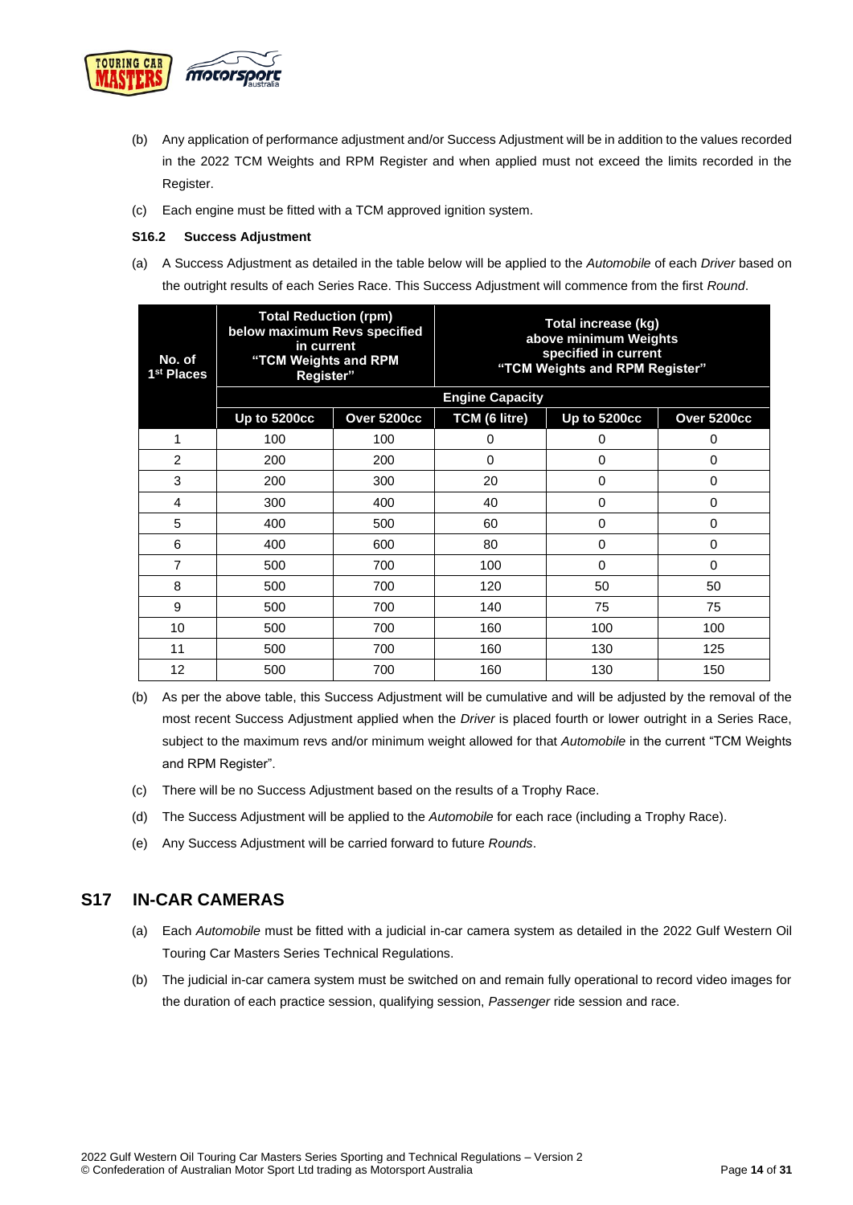(b) Any application of performance adjustment and/or Success Adjustment will be in addition to the values recorded in the 2022 TCM Weights and RPM Register and when applied must not exceed the limits recorded in the Register.

(c) Each engine must be fitted with a TCM approved ignition system.

**S16.2 Success Adjustment**

(a) A Success Adjustment as detailed in the table below will be applied to the *Automobile* of each *Driver* based on the outright results of each Series Race. This Success Adjustment will commence from the first *Round*.

| No. of 1st Places | Total Reduction (rpm) below maximum Revs specified in current "TCM Weights and RPM Register" | | Total increase (kg) above minimum Weights specified in current "TCM Weights and RPM Register" | | |
|---|---|---|---|---|---|
| | Engine Capacity | | | | |
| | Up to 5200cc | Over 5200cc | TCM (6 litre) | Up to 5200cc | Over 5200cc |
| 1 | 100 | 100 | 0 | 0 | 0 |
| 2 | 200 | 200 | 0 | 0 | 0 |
| 3 | 200 | 300 | 20 | 0 | 0 |
| 4 | 300 | 400 | 40 | 0 | 0 |
| 5 | 400 | 500 | 60 | 0 | 0 |
| 6 | 400 | 600 | 80 | 0 | 0 |
| 7 | 500 | 700 | 100 | 0 | 0 |
| 8 | 500 | 700 | 120 | 50 | 50 |
| 9 | 500 | 700 | 140 | 75 | 75 |
| 10 | 500 | 700 | 160 | 100 | 100 |
| 11 | 500 | 700 | 160 | 130 | 125 |
| 12 | 500 | 700 | 160 | 130 | 150 |

(b) As per the above table, this Success Adjustment will be cumulative and will be adjusted by the removal of the most recent Success Adjustment applied when the *Driver* is placed fourth or lower outright in a Series Race, subject to the maximum revs and/or minimum weight allowed for that *Automobile* in the current "TCM Weights and RPM Register".

(c) There will be no Success Adjustment based on the results of a Trophy Race.

(d) The Success Adjustment will be applied to the *Automobile* for each race (including a Trophy Race).

(e) Any Success Adjustment will be carried forward to future *Rounds*.

## S17 IN-CAR CAMERAS

(a) Each *Automobile* must be fitted with a judicial in-car camera system as detailed in the 2022 Gulf Western Oil Touring Car Masters Series Technical Regulations.

(b) The judicial in-car camera system must be switched on and remain fully operational to record video images for the duration of each practice session, qualifying session, *Passenger* ride session and race.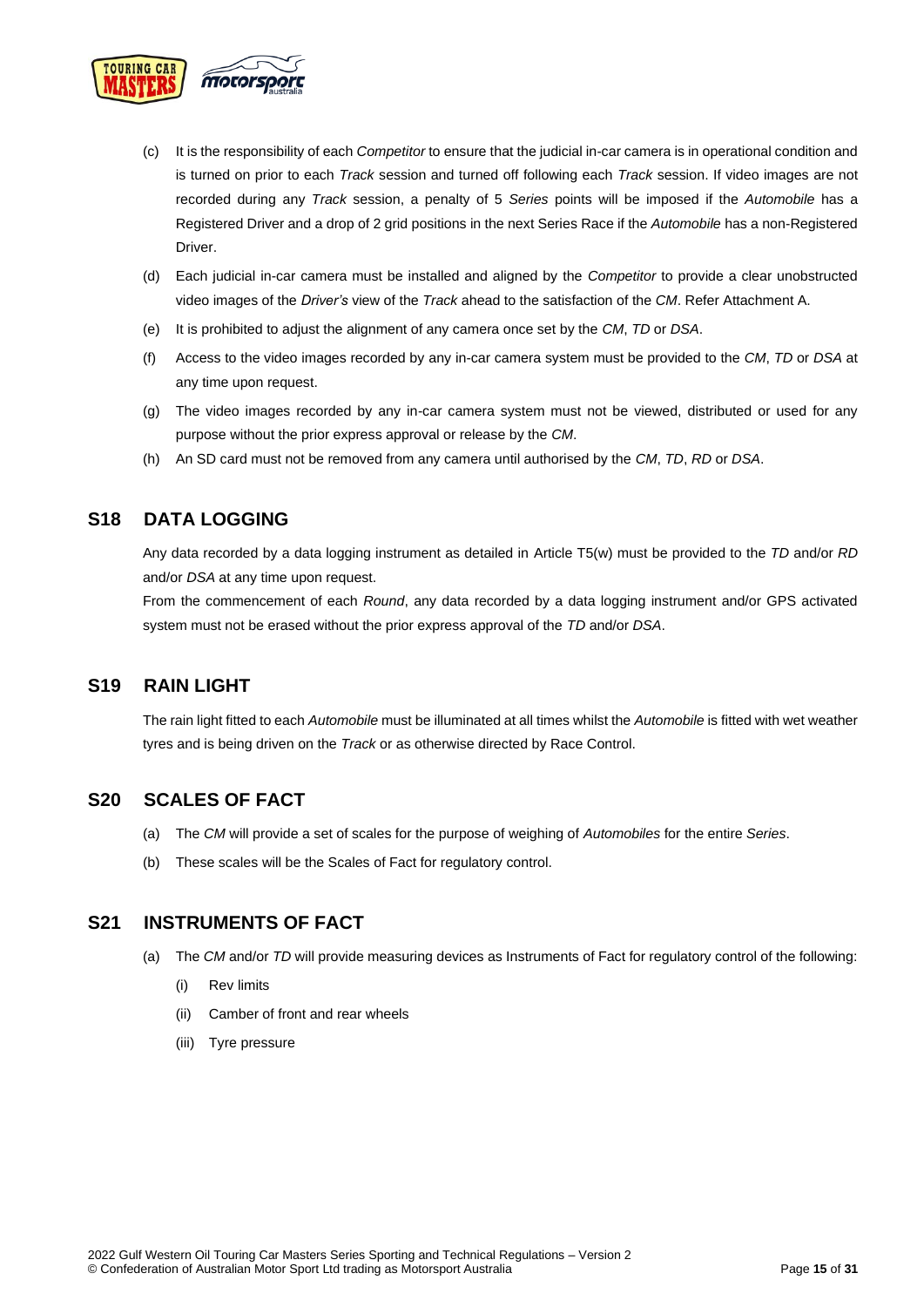(c) It is the responsibility of each *Competitor* to ensure that the judicial in-car camera is in operational condition and is turned on prior to each *Track* session and turned off following each *Track* session. If video images are not recorded during any *Track* session, a penalty of 5 *Series* points will be imposed if the *Automobile* has a Registered Driver and a drop of 2 grid positions in the next Series Race if the *Automobile* has a non-Registered Driver.

(d) Each judicial in-car camera must be installed and aligned by the *Competitor* to provide a clear unobstructed video images of the *Driver's* view of the *Track* ahead to the satisfaction of the *CM*. Refer Attachment A.

(e) It is prohibited to adjust the alignment of any camera once set by the *CM*, *TD* or *DSA*.

(f) Access to the video images recorded by any in-car camera system must be provided to the *CM*, *TD* or *DSA* at any time upon request.

(g) The video images recorded by any in-car camera system must not be viewed, distributed or used for any purpose without the prior express approval or release by the *CM*.

(h) An SD card must not be removed from any camera until authorised by the *CM*, *TD*, *RD* or *DSA*.

## S18 DATA LOGGING

Any data recorded by a data logging instrument as detailed in Article T5(w) must be provided to the *TD* and/or *RD* and/or *DSA* at any time upon request.

From the commencement of each *Round*, any data recorded by a data logging instrument and/or GPS activated system must not be erased without the prior express approval of the *TD* and/or *DSA*.

## S19 RAIN LIGHT

The rain light fitted to each *Automobile* must be illuminated at all times whilst the *Automobile* is fitted with wet weather tyres and is being driven on the *Track* or as otherwise directed by Race Control.

## S20 SCALES OF FACT

(a) The *CM* will provide a set of scales for the purpose of weighing of *Automobiles* for the entire *Series*.

(b) These scales will be the Scales of Fact for regulatory control.

## S21 INSTRUMENTS OF FACT

(a) The *CM* and/or *TD* will provide measuring devices as Instruments of Fact for regulatory control of the following:

  (i) Rev limits

  (ii) Camber of front and rear wheels

  (iii) Tyre pressure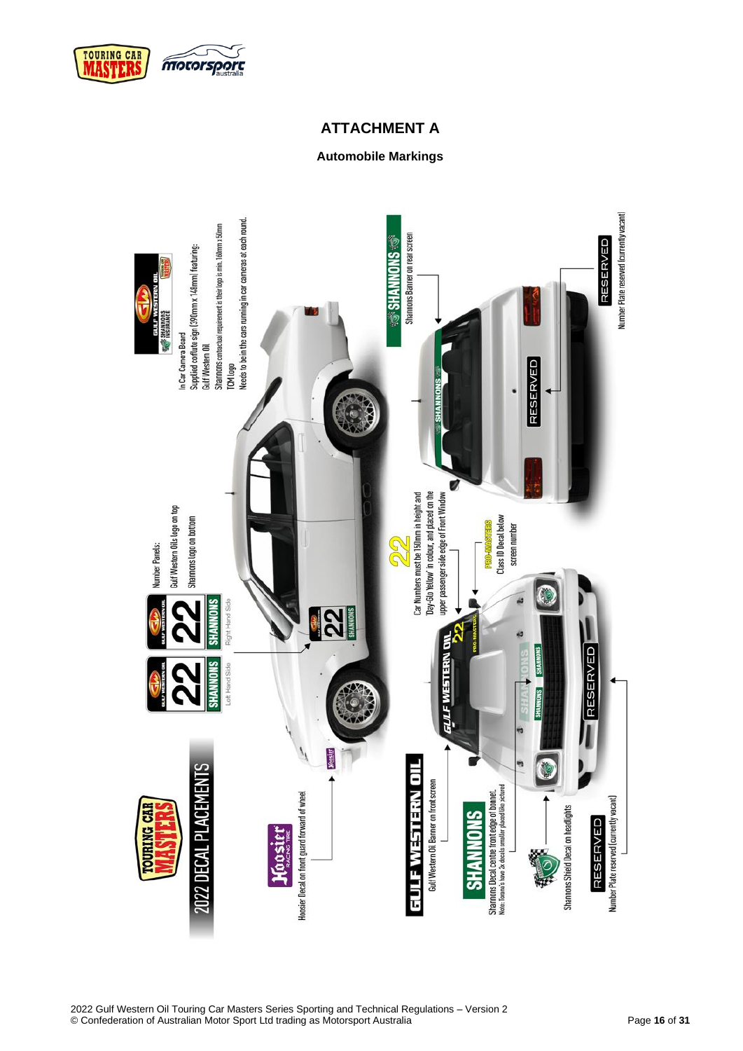# ATTACHMENT A

## Automobile Markings

2022 DECAL PLACEMENTS

Number Panels:
Gulf Western Oils logo on top
Shannons logo on bottom

Left Hand Side
Right Hand Side

In Car Camera Board
Supplied corflute sign (390mm x 148mm) featuring:
Gulf Western Oil
Shannons contactual requirement is their logo is min. 160mm x 50mm
TCM logo
Needs to be in the cars running in car cameras at each round.

Hoosier Decal on front guard forward of wheel

Car Numbers must be 150mm in height and 'Day-Glo Yellow' in colour, and placed on the upper passenger side edge of Front Window

Class ID Decal below screen number

Shannons Banner on rear screen

Number Plate reserved (currently vacant)

Gulf Western Oil Banner on front screen

Shannons Decal centre front edge of bonnet.
Note: Torana's have 2x decals smaller placed like pictured

Shannons Shield Decal on headlights

Number Plate reserved (currently vacant)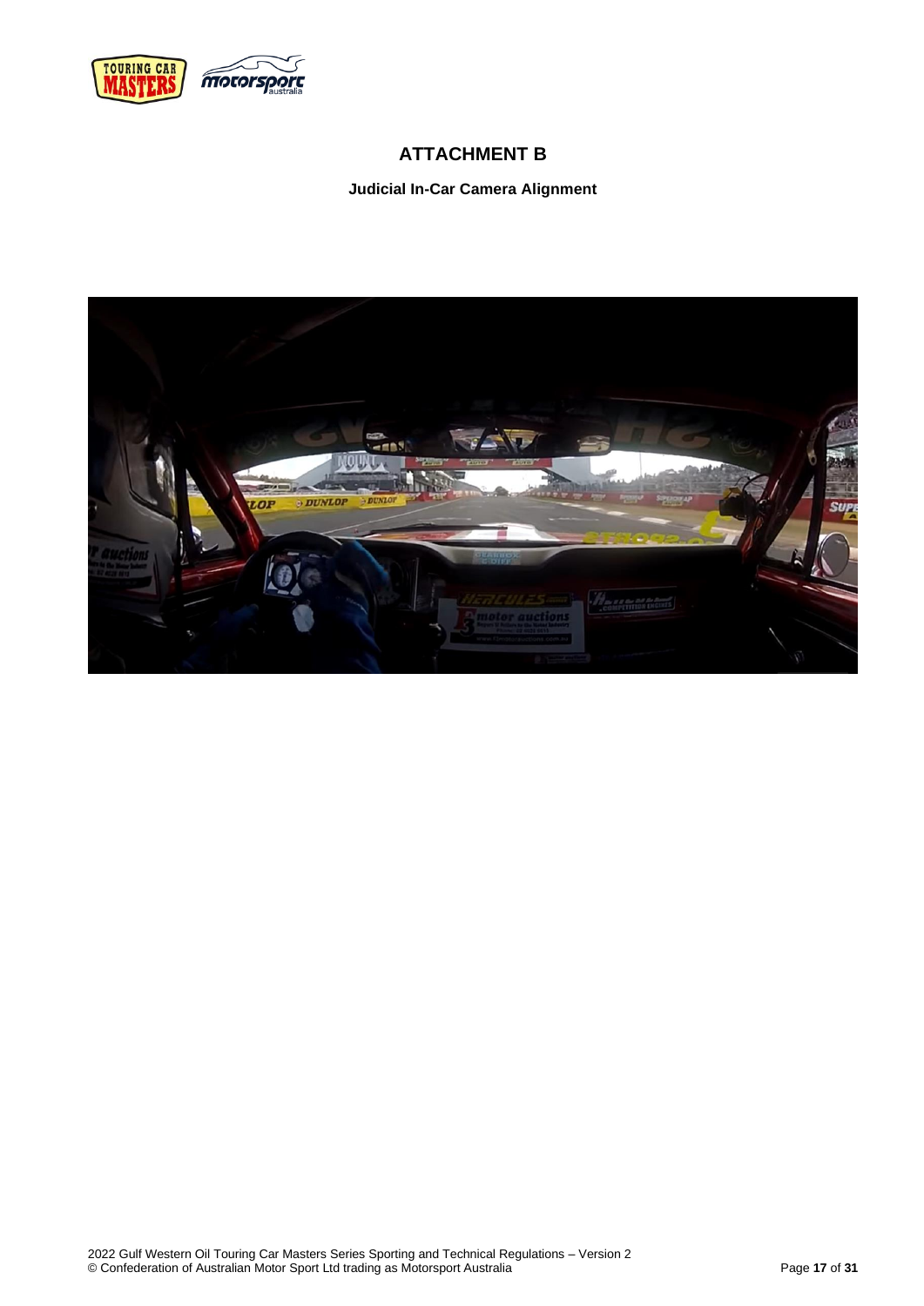# ATTACHMENT B

**Judicial In-Car Camera Alignment**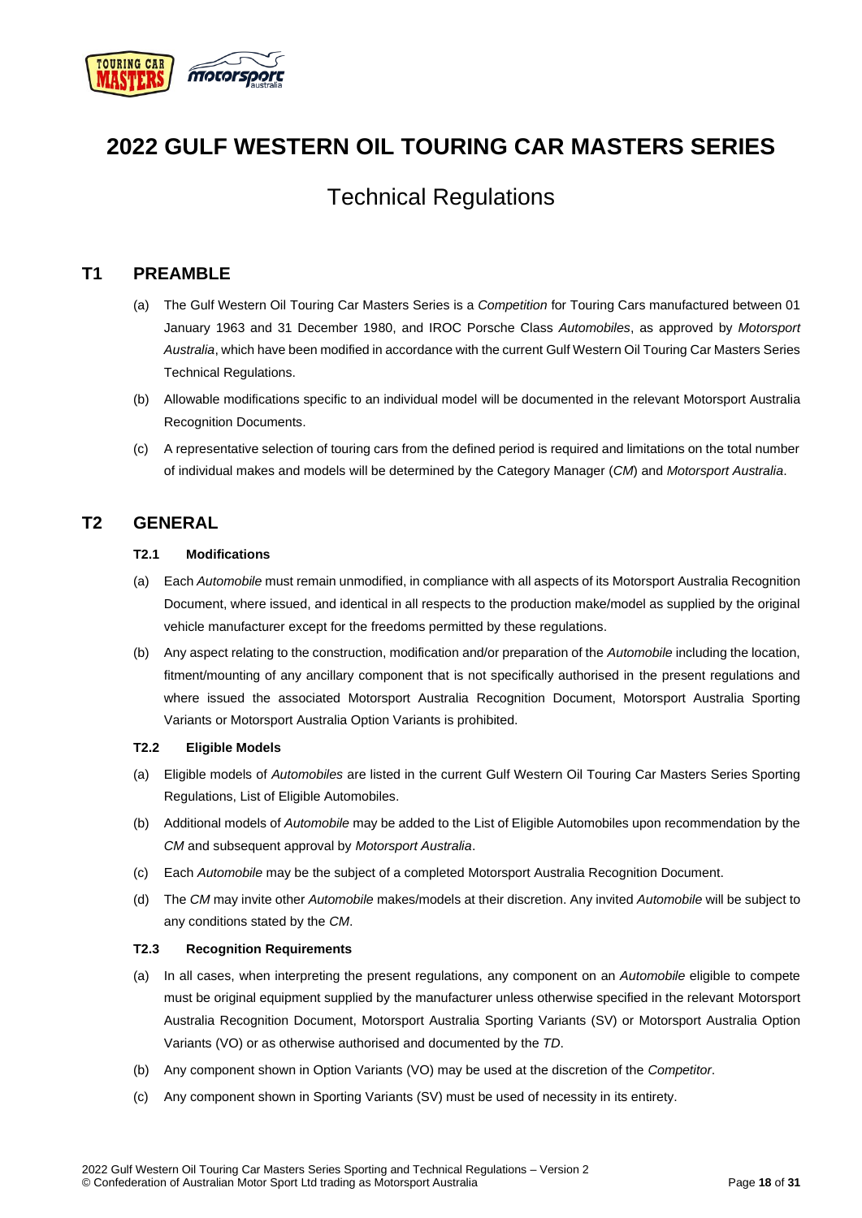# 2022 GULF WESTERN OIL TOURING CAR MASTERS SERIES

## Technical Regulations

## T1 PREAMBLE

(a) The Gulf Western Oil Touring Car Masters Series is a *Competition* for Touring Cars manufactured between 01 January 1963 and 31 December 1980, and IROC Porsche Class *Automobiles*, as approved by *Motorsport Australia*, which have been modified in accordance with the current Gulf Western Oil Touring Car Masters Series Technical Regulations.

(b) Allowable modifications specific to an individual model will be documented in the relevant Motorsport Australia Recognition Documents.

(c) A representative selection of touring cars from the defined period is required and limitations on the total number of individual makes and models will be determined by the Category Manager (*CM*) and *Motorsport Australia*.

## T2 GENERAL

### T2.1 Modifications

(a) Each *Automobile* must remain unmodified, in compliance with all aspects of its Motorsport Australia Recognition Document, where issued, and identical in all respects to the production make/model as supplied by the original vehicle manufacturer except for the freedoms permitted by these regulations.

(b) Any aspect relating to the construction, modification and/or preparation of the *Automobile* including the location, fitment/mounting of any ancillary component that is not specifically authorised in the present regulations and where issued the associated Motorsport Australia Recognition Document, Motorsport Australia Sporting Variants or Motorsport Australia Option Variants is prohibited.

### T2.2 Eligible Models

(a) Eligible models of *Automobiles* are listed in the current Gulf Western Oil Touring Car Masters Series Sporting Regulations, List of Eligible Automobiles.

(b) Additional models of *Automobile* may be added to the List of Eligible Automobiles upon recommendation by the *CM* and subsequent approval by *Motorsport Australia*.

(c) Each *Automobile* may be the subject of a completed Motorsport Australia Recognition Document.

(d) The *CM* may invite other *Automobile* makes/models at their discretion. Any invited *Automobile* will be subject to any conditions stated by the *CM*.

### T2.3 Recognition Requirements

(a) In all cases, when interpreting the present regulations, any component on an *Automobile* eligible to compete must be original equipment supplied by the manufacturer unless otherwise specified in the relevant Motorsport Australia Recognition Document, Motorsport Australia Sporting Variants (SV) or Motorsport Australia Option Variants (VO) or as otherwise authorised and documented by the *TD*.

(b) Any component shown in Option Variants (VO) may be used at the discretion of the *Competitor*.

(c) Any component shown in Sporting Variants (SV) must be used of necessity in its entirety.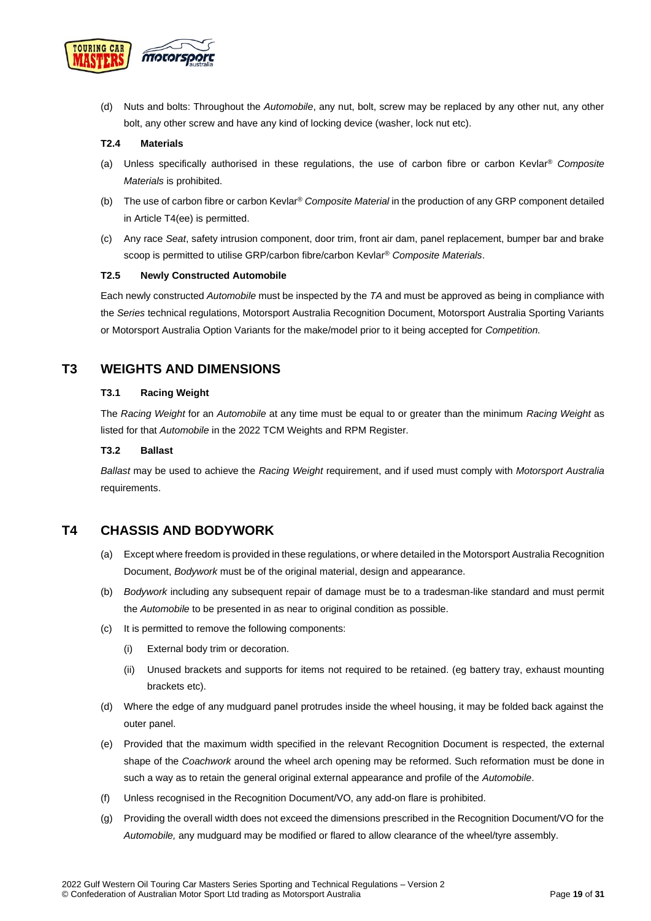(d) Nuts and bolts: Throughout the *Automobile*, any nut, bolt, screw may be replaced by any other nut, any other bolt, any other screw and have any kind of locking device (washer, lock nut etc).

#### T2.4 Materials

(a) Unless specifically authorised in these regulations, the use of carbon fibre or carbon Kevlar® *Composite Materials* is prohibited.

(b) The use of carbon fibre or carbon Kevlar® *Composite Material* in the production of any GRP component detailed in Article T4(ee) is permitted.

(c) Any race *Seat*, safety intrusion component, door trim, front air dam, panel replacement, bumper bar and brake scoop is permitted to utilise GRP/carbon fibre/carbon Kevlar® *Composite Materials*.

#### T2.5 Newly Constructed Automobile

Each newly constructed *Automobile* must be inspected by the *TA* and must be approved as being in compliance with the *Series* technical regulations, Motorsport Australia Recognition Document, Motorsport Australia Sporting Variants or Motorsport Australia Option Variants for the make/model prior to it being accepted for *Competition.*

## T3 WEIGHTS AND DIMENSIONS

#### T3.1 Racing Weight

The *Racing Weight* for an *Automobile* at any time must be equal to or greater than the minimum *Racing Weight* as listed for that *Automobile* in the 2022 TCM Weights and RPM Register.

#### T3.2 Ballast

*Ballast* may be used to achieve the *Racing Weight* requirement, and if used must comply with *Motorsport Australia* requirements.

## T4 CHASSIS AND BODYWORK

(a) Except where freedom is provided in these regulations, or where detailed in the Motorsport Australia Recognition Document, *Bodywork* must be of the original material, design and appearance.

(b) *Bodywork* including any subsequent repair of damage must be to a tradesman-like standard and must permit the *Automobile* to be presented in as near to original condition as possible.

(c) It is permitted to remove the following components:

   (i) External body trim or decoration.

   (ii) Unused brackets and supports for items not required to be retained. (eg battery tray, exhaust mounting brackets etc).

(d) Where the edge of any mudguard panel protrudes inside the wheel housing, it may be folded back against the outer panel.

(e) Provided that the maximum width specified in the relevant Recognition Document is respected, the external shape of the *Coachwork* around the wheel arch opening may be reformed. Such reformation must be done in such a way as to retain the general original external appearance and profile of the *Automobile*.

(f) Unless recognised in the Recognition Document/VO, any add-on flare is prohibited.

(g) Providing the overall width does not exceed the dimensions prescribed in the Recognition Document/VO for the *Automobile,* any mudguard may be modified or flared to allow clearance of the wheel/tyre assembly.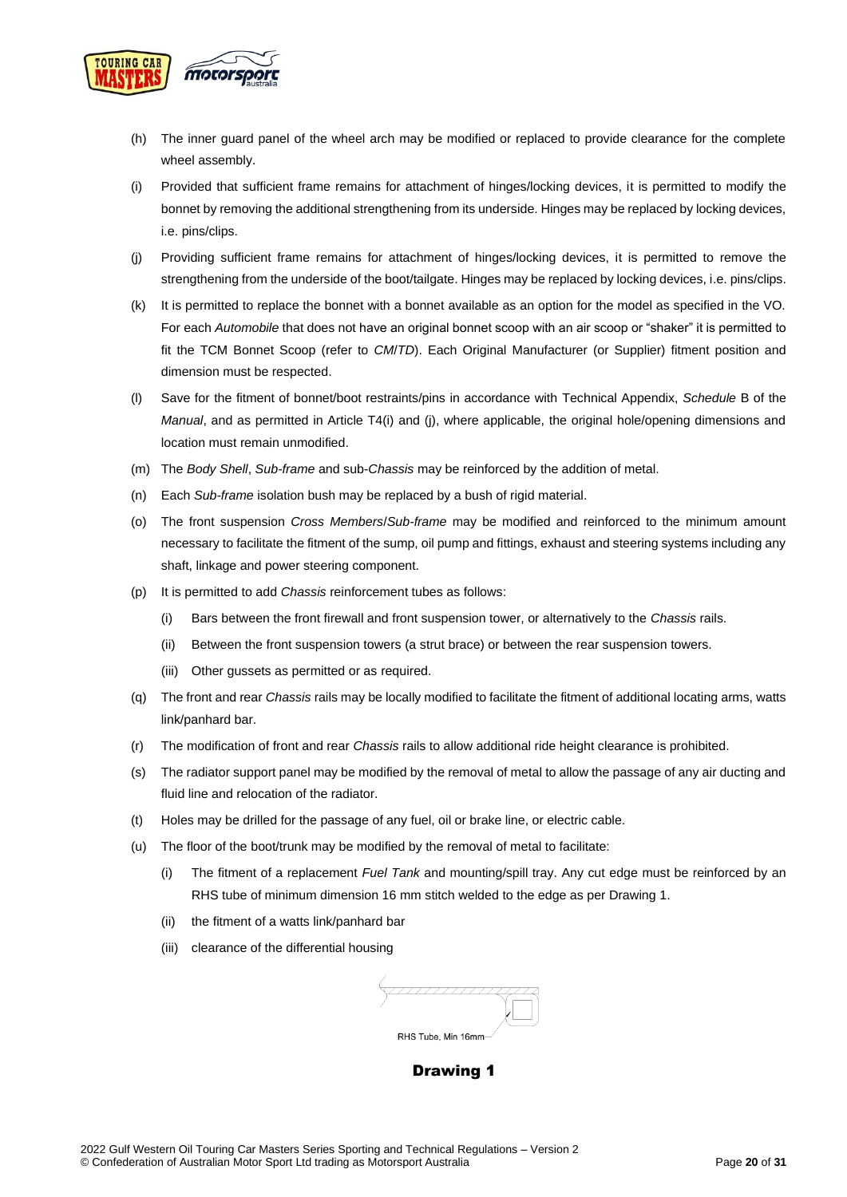(h) The inner guard panel of the wheel arch may be modified or replaced to provide clearance for the complete wheel assembly.

(i) Provided that sufficient frame remains for attachment of hinges/locking devices, it is permitted to modify the bonnet by removing the additional strengthening from its underside. Hinges may be replaced by locking devices, i.e. pins/clips.

(j) Providing sufficient frame remains for attachment of hinges/locking devices, it is permitted to remove the strengthening from the underside of the boot/tailgate. Hinges may be replaced by locking devices, i.e. pins/clips.

(k) It is permitted to replace the bonnet with a bonnet available as an option for the model as specified in the VO. For each *Automobile* that does not have an original bonnet scoop with an air scoop or "shaker" it is permitted to fit the TCM Bonnet Scoop (refer to *CM*/*TD*). Each Original Manufacturer (or Supplier) fitment position and dimension must be respected.

(l) Save for the fitment of bonnet/boot restraints/pins in accordance with Technical Appendix, *Schedule* B of the *Manual*, and as permitted in Article T4(i) and (j), where applicable, the original hole/opening dimensions and location must remain unmodified.

(m) The *Body Shell*, *Sub-frame* and sub-*Chassis* may be reinforced by the addition of metal.

(n) Each *Sub-frame* isolation bush may be replaced by a bush of rigid material.

(o) The front suspension *Cross Members*/*Sub-frame* may be modified and reinforced to the minimum amount necessary to facilitate the fitment of the sump, oil pump and fittings, exhaust and steering systems including any shaft, linkage and power steering component.

(p) It is permitted to add *Chassis* reinforcement tubes as follows:

   (i) Bars between the front firewall and front suspension tower, or alternatively to the *Chassis* rails.

   (ii) Between the front suspension towers (a strut brace) or between the rear suspension towers.

   (iii) Other gussets as permitted or as required.

(q) The front and rear *Chassis* rails may be locally modified to facilitate the fitment of additional locating arms, watts link/panhard bar.

(r) The modification of front and rear *Chassis* rails to allow additional ride height clearance is prohibited.

(s) The radiator support panel may be modified by the removal of metal to allow the passage of any air ducting and fluid line and relocation of the radiator.

(t) Holes may be drilled for the passage of any fuel, oil or brake line, or electric cable.

(u) The floor of the boot/trunk may be modified by the removal of metal to facilitate:

   (i) The fitment of a replacement *Fuel Tank* and mounting/spill tray. Any cut edge must be reinforced by an RHS tube of minimum dimension 16 mm stitch welded to the edge as per Drawing 1.

   (ii) the fitment of a watts link/panhard bar

   (iii) clearance of the differential housing

RHS Tube, Min 16mm

**Drawing 1**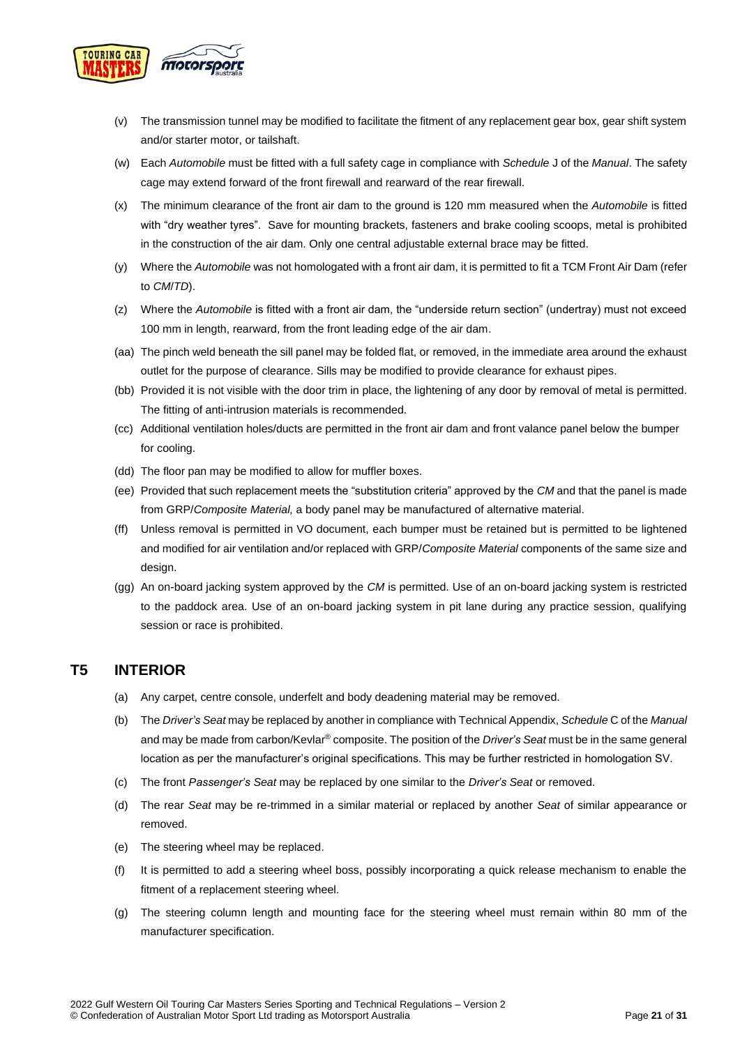(v) The transmission tunnel may be modified to facilitate the fitment of any replacement gear box, gear shift system and/or starter motor, or tailshaft.

(w) Each *Automobile* must be fitted with a full safety cage in compliance with *Schedule* J of the *Manual*. The safety cage may extend forward of the front firewall and rearward of the rear firewall.

(x) The minimum clearance of the front air dam to the ground is 120 mm measured when the *Automobile* is fitted with "dry weather tyres". Save for mounting brackets, fasteners and brake cooling scoops, metal is prohibited in the construction of the air dam. Only one central adjustable external brace may be fitted.

(y) Where the *Automobile* was not homologated with a front air dam, it is permitted to fit a TCM Front Air Dam (refer to *CM*/*TD*).

(z) Where the *Automobile* is fitted with a front air dam, the "underside return section" (undertray) must not exceed 100 mm in length, rearward, from the front leading edge of the air dam.

(aa) The pinch weld beneath the sill panel may be folded flat, or removed, in the immediate area around the exhaust outlet for the purpose of clearance. Sills may be modified to provide clearance for exhaust pipes.

(bb) Provided it is not visible with the door trim in place, the lightening of any door by removal of metal is permitted. The fitting of anti-intrusion materials is recommended.

(cc) Additional ventilation holes/ducts are permitted in the front air dam and front valance panel below the bumper for cooling.

(dd) The floor pan may be modified to allow for muffler boxes.

(ee) Provided that such replacement meets the "substitution criteria" approved by the *CM* and that the panel is made from GRP/*Composite Material,* a body panel may be manufactured of alternative material.

(ff) Unless removal is permitted in VO document, each bumper must be retained but is permitted to be lightened and modified for air ventilation and/or replaced with GRP/*Composite Material* components of the same size and design.

(gg) An on-board jacking system approved by the *CM* is permitted. Use of an on-board jacking system is restricted to the paddock area. Use of an on-board jacking system in pit lane during any practice session, qualifying session or race is prohibited.

## T5 INTERIOR

(a) Any carpet, centre console, underfelt and body deadening material may be removed.

(b) The *Driver's Seat* may be replaced by another in compliance with Technical Appendix, *Schedule* C of the *Manual* and may be made from carbon/Kevlar® composite. The position of the *Driver's Seat* must be in the same general location as per the manufacturer's original specifications. This may be further restricted in homologation SV.

(c) The front *Passenger's Seat* may be replaced by one similar to the *Driver's Seat* or removed.

(d) The rear *Seat* may be re-trimmed in a similar material or replaced by another *Seat* of similar appearance or removed.

(e) The steering wheel may be replaced.

(f) It is permitted to add a steering wheel boss, possibly incorporating a quick release mechanism to enable the fitment of a replacement steering wheel.

(g) The steering column length and mounting face for the steering wheel must remain within 80 mm of the manufacturer specification.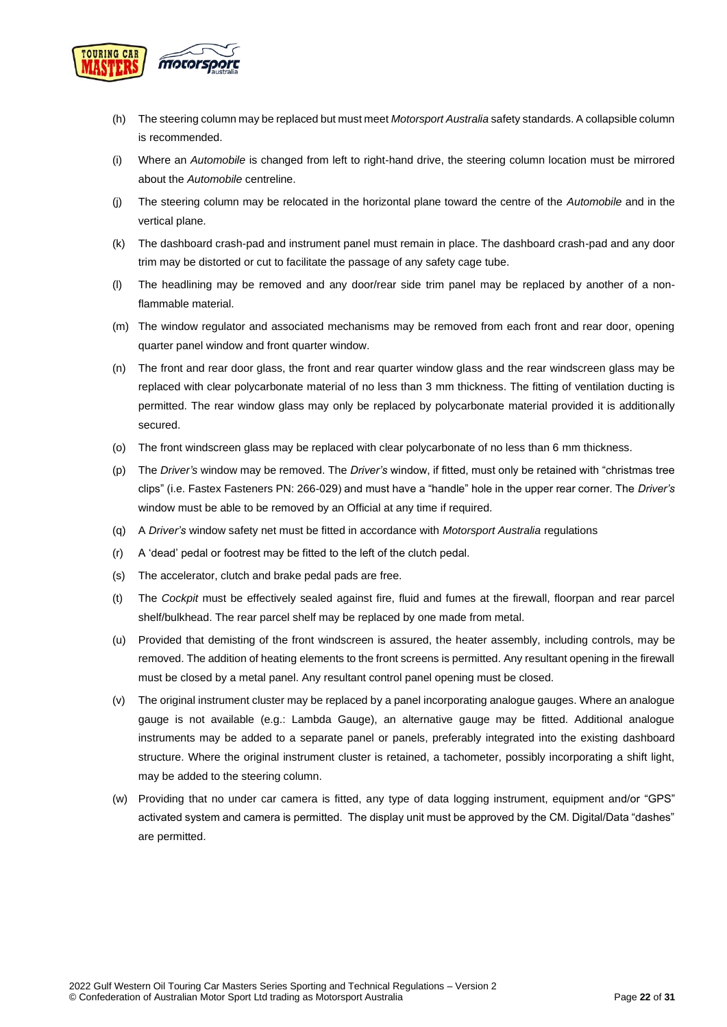(h) The steering column may be replaced but must meet *Motorsport Australia* safety standards. A collapsible column is recommended.

(i) Where an *Automobile* is changed from left to right-hand drive, the steering column location must be mirrored about the *Automobile* centreline.

(j) The steering column may be relocated in the horizontal plane toward the centre of the *Automobile* and in the vertical plane.

(k) The dashboard crash-pad and instrument panel must remain in place. The dashboard crash-pad and any door trim may be distorted or cut to facilitate the passage of any safety cage tube.

(l) The headlining may be removed and any door/rear side trim panel may be replaced by another of a non-flammable material.

(m) The window regulator and associated mechanisms may be removed from each front and rear door, opening quarter panel window and front quarter window.

(n) The front and rear door glass, the front and rear quarter window glass and the rear windscreen glass may be replaced with clear polycarbonate material of no less than 3 mm thickness. The fitting of ventilation ducting is permitted. The rear window glass may only be replaced by polycarbonate material provided it is additionally secured.

(o) The front windscreen glass may be replaced with clear polycarbonate of no less than 6 mm thickness.

(p) The *Driver's* window may be removed. The *Driver's* window, if fitted, must only be retained with "christmas tree clips" (i.e. Fastex Fasteners PN: 266-029) and must have a "handle" hole in the upper rear corner. The *Driver's* window must be able to be removed by an Official at any time if required.

(q) A *Driver's* window safety net must be fitted in accordance with *Motorsport Australia* regulations

(r) A 'dead' pedal or footrest may be fitted to the left of the clutch pedal.

(s) The accelerator, clutch and brake pedal pads are free.

(t) The *Cockpit* must be effectively sealed against fire, fluid and fumes at the firewall, floorpan and rear parcel shelf/bulkhead. The rear parcel shelf may be replaced by one made from metal.

(u) Provided that demisting of the front windscreen is assured, the heater assembly, including controls, may be removed. The addition of heating elements to the front screens is permitted. Any resultant opening in the firewall must be closed by a metal panel. Any resultant control panel opening must be closed.

(v) The original instrument cluster may be replaced by a panel incorporating analogue gauges. Where an analogue gauge is not available (e.g.: Lambda Gauge), an alternative gauge may be fitted. Additional analogue instruments may be added to a separate panel or panels, preferably integrated into the existing dashboard structure. Where the original instrument cluster is retained, a tachometer, possibly incorporating a shift light, may be added to the steering column.

(w) Providing that no under car camera is fitted, any type of data logging instrument, equipment and/or "GPS" activated system and camera is permitted. The display unit must be approved by the CM. Digital/Data "dashes" are permitted.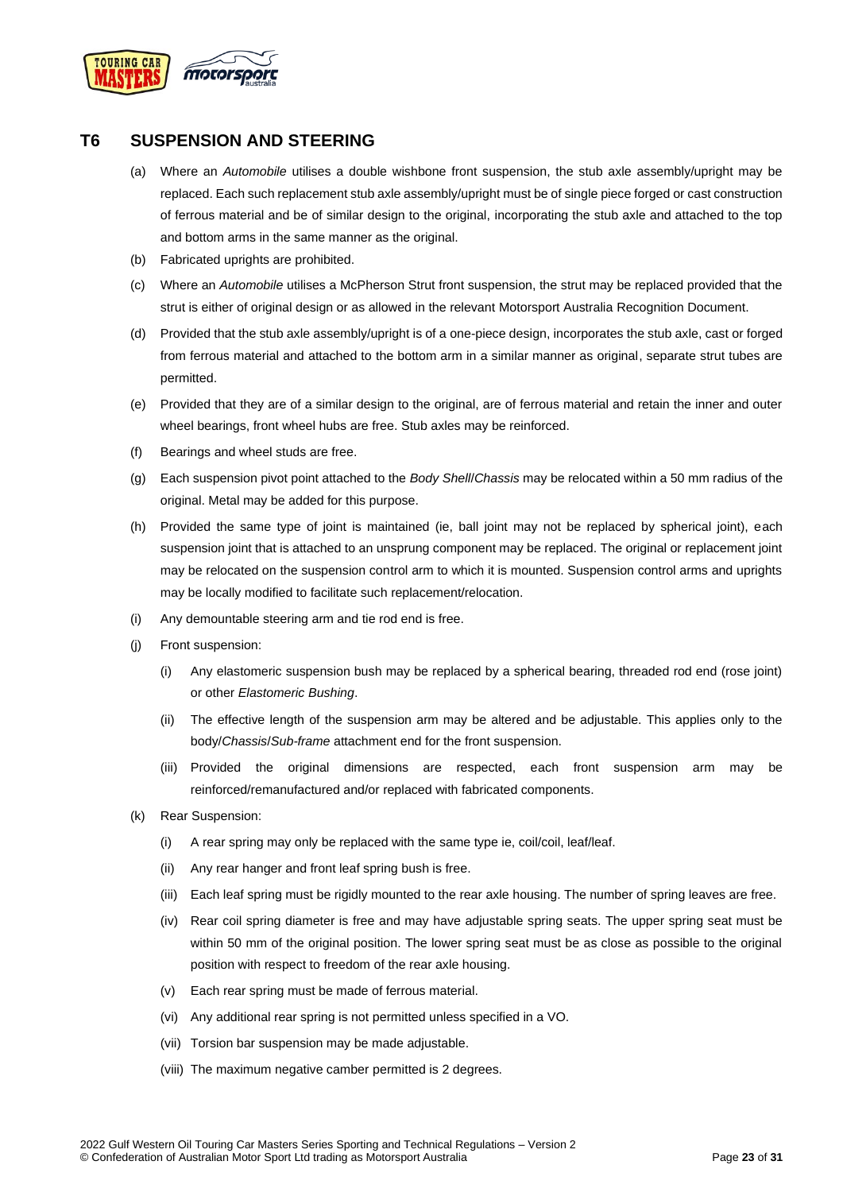## T6 SUSPENSION AND STEERING

(a) Where an *Automobile* utilises a double wishbone front suspension, the stub axle assembly/upright may be replaced. Each such replacement stub axle assembly/upright must be of single piece forged or cast construction of ferrous material and be of similar design to the original, incorporating the stub axle and attached to the top and bottom arms in the same manner as the original.

(b) Fabricated uprights are prohibited.

(c) Where an *Automobile* utilises a McPherson Strut front suspension, the strut may be replaced provided that the strut is either of original design or as allowed in the relevant Motorsport Australia Recognition Document.

(d) Provided that the stub axle assembly/upright is of a one-piece design, incorporates the stub axle, cast or forged from ferrous material and attached to the bottom arm in a similar manner as original, separate strut tubes are permitted.

(e) Provided that they are of a similar design to the original, are of ferrous material and retain the inner and outer wheel bearings, front wheel hubs are free. Stub axles may be reinforced.

(f) Bearings and wheel studs are free.

(g) Each suspension pivot point attached to the *Body Shell*/*Chassis* may be relocated within a 50 mm radius of the original. Metal may be added for this purpose.

(h) Provided the same type of joint is maintained (ie, ball joint may not be replaced by spherical joint), each suspension joint that is attached to an unsprung component may be replaced. The original or replacement joint may be relocated on the suspension control arm to which it is mounted. Suspension control arms and uprights may be locally modified to facilitate such replacement/relocation.

(i) Any demountable steering arm and tie rod end is free.

(j) Front suspension:

  (i) Any elastomeric suspension bush may be replaced by a spherical bearing, threaded rod end (rose joint) or other *Elastomeric Bushing*.

  (ii) The effective length of the suspension arm may be altered and be adjustable. This applies only to the body/*Chassis*/*Sub-frame* attachment end for the front suspension.

  (iii) Provided the original dimensions are respected, each front suspension arm may be reinforced/remanufactured and/or replaced with fabricated components.

(k) Rear Suspension:

  (i) A rear spring may only be replaced with the same type ie, coil/coil, leaf/leaf.

  (ii) Any rear hanger and front leaf spring bush is free.

  (iii) Each leaf spring must be rigidly mounted to the rear axle housing. The number of spring leaves are free.

  (iv) Rear coil spring diameter is free and may have adjustable spring seats. The upper spring seat must be within 50 mm of the original position. The lower spring seat must be as close as possible to the original position with respect to freedom of the rear axle housing.

  (v) Each rear spring must be made of ferrous material.

  (vi) Any additional rear spring is not permitted unless specified in a VO.

  (vii) Torsion bar suspension may be made adjustable.

  (viii) The maximum negative camber permitted is 2 degrees.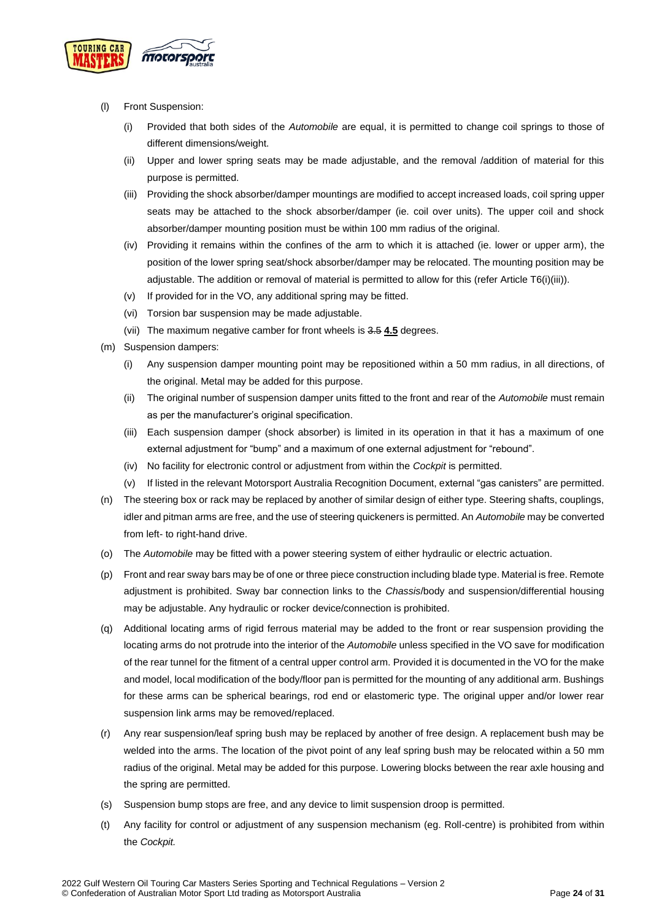(l) Front Suspension:

   (i) Provided that both sides of the *Automobile* are equal, it is permitted to change coil springs to those of different dimensions/weight.

   (ii) Upper and lower spring seats may be made adjustable, and the removal /addition of material for this purpose is permitted.

   (iii) Providing the shock absorber/damper mountings are modified to accept increased loads, coil spring upper seats may be attached to the shock absorber/damper (ie. coil over units). The upper coil and shock absorber/damper mounting position must be within 100 mm radius of the original.

   (iv) Providing it remains within the confines of the arm to which it is attached (ie. lower or upper arm), the position of the lower spring seat/shock absorber/damper may be relocated. The mounting position may be adjustable. The addition or removal of material is permitted to allow for this (refer Article T6(i)(iii)).

   (v) If provided for in the VO, any additional spring may be fitted.

   (vi) Torsion bar suspension may be made adjustable.

   (vii) The maximum negative camber for front wheels is ~~3.5~~ **4.5** degrees.

(m) Suspension dampers:

   (i) Any suspension damper mounting point may be repositioned within a 50 mm radius, in all directions, of the original. Metal may be added for this purpose.

   (ii) The original number of suspension damper units fitted to the front and rear of the *Automobile* must remain as per the manufacturer's original specification.

   (iii) Each suspension damper (shock absorber) is limited in its operation in that it has a maximum of one external adjustment for "bump" and a maximum of one external adjustment for "rebound".

   (iv) No facility for electronic control or adjustment from within the *Cockpit* is permitted.

   (v) If listed in the relevant Motorsport Australia Recognition Document, external "gas canisters" are permitted.

(n) The steering box or rack may be replaced by another of similar design of either type. Steering shafts, couplings, idler and pitman arms are free, and the use of steering quickeners is permitted. An *Automobile* may be converted from left- to right-hand drive.

(o) The *Automobile* may be fitted with a power steering system of either hydraulic or electric actuation.

(p) Front and rear sway bars may be of one or three piece construction including blade type. Material is free. Remote adjustment is prohibited. Sway bar connection links to the *Chassis*/body and suspension/differential housing may be adjustable. Any hydraulic or rocker device/connection is prohibited.

(q) Additional locating arms of rigid ferrous material may be added to the front or rear suspension providing the locating arms do not protrude into the interior of the *Automobile* unless specified in the VO save for modification of the rear tunnel for the fitment of a central upper control arm. Provided it is documented in the VO for the make and model, local modification of the body/floor pan is permitted for the mounting of any additional arm. Bushings for these arms can be spherical bearings, rod end or elastomeric type. The original upper and/or lower rear suspension link arms may be removed/replaced.

(r) Any rear suspension/leaf spring bush may be replaced by another of free design. A replacement bush may be welded into the arms. The location of the pivot point of any leaf spring bush may be relocated within a 50 mm radius of the original. Metal may be added for this purpose. Lowering blocks between the rear axle housing and the spring are permitted.

(s) Suspension bump stops are free, and any device to limit suspension droop is permitted.

(t) Any facility for control or adjustment of any suspension mechanism (eg. Roll-centre) is prohibited from within the *Cockpit.*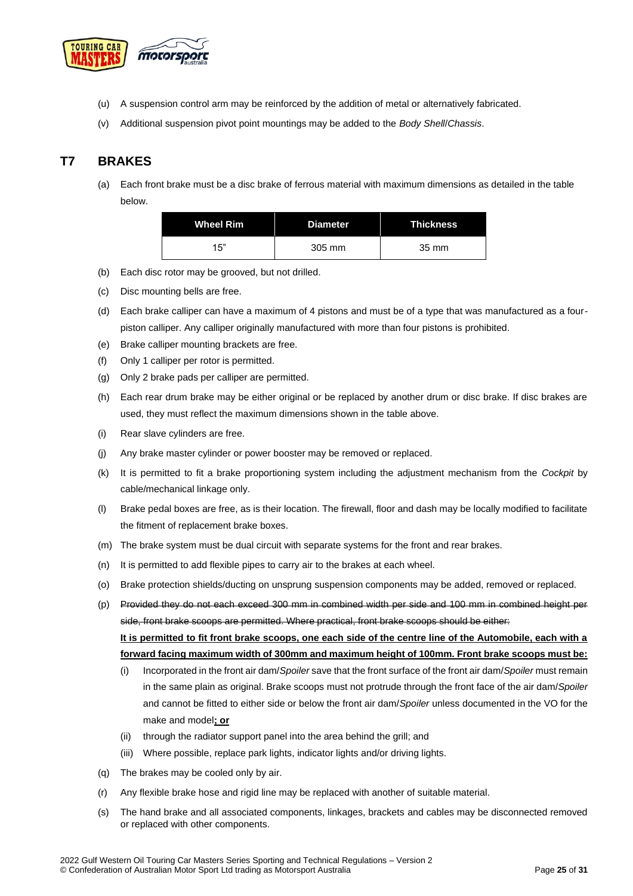(u) A suspension control arm may be reinforced by the addition of metal or alternatively fabricated.

(v) Additional suspension pivot point mountings may be added to the *Body Shell*/*Chassis*.

## T7 BRAKES

(a) Each front brake must be a disc brake of ferrous material with maximum dimensions as detailed in the table below.

| Wheel Rim | Diameter | Thickness |
|---|---|---|
| 15" | 305 mm | 35 mm |

(b) Each disc rotor may be grooved, but not drilled.

(c) Disc mounting bells are free.

(d) Each brake calliper can have a maximum of 4 pistons and must be of a type that was manufactured as a four-piston calliper. Any calliper originally manufactured with more than four pistons is prohibited.

(e) Brake calliper mounting brackets are free.

(f) Only 1 calliper per rotor is permitted.

(g) Only 2 brake pads per calliper are permitted.

(h) Each rear drum brake may be either original or be replaced by another drum or disc brake. If disc brakes are used, they must reflect the maximum dimensions shown in the table above.

(i) Rear slave cylinders are free.

(j) Any brake master cylinder or power booster may be removed or replaced.

(k) It is permitted to fit a brake proportioning system including the adjustment mechanism from the *Cockpit* by cable/mechanical linkage only.

(l) Brake pedal boxes are free, as is their location. The firewall, floor and dash may be locally modified to facilitate the fitment of replacement brake boxes.

(m) The brake system must be dual circuit with separate systems for the front and rear brakes.

(n) It is permitted to add flexible pipes to carry air to the brakes at each wheel.

(o) Brake protection shields/ducting on unsprung suspension components may be added, removed or replaced.

(p) ~~Provided they do not each exceed 300 mm in combined width per side and 100 mm in combined height per side, front brake scoops are permitted. Where practical, front brake scoops should be either:~~
**It is permitted to fit front brake scoops, one each side of the centre line of the Automobile, each with a forward facing maximum width of 300mm and maximum height of 100mm. Front brake scoops must be:**

   (i) Incorporated in the front air dam/*Spoiler* save that the front surface of the front air dam/*Spoiler* must remain in the same plain as original. Brake scoops must not protrude through the front face of the air dam/*Spoiler* and cannot be fitted to either side or below the front air dam/*Spoiler* unless documented in the VO for the make and model**; or**

   (ii) through the radiator support panel into the area behind the grill; and

   (iii) Where possible, replace park lights, indicator lights and/or driving lights.

(q) The brakes may be cooled only by air.

(r) Any flexible brake hose and rigid line may be replaced with another of suitable material.

(s) The hand brake and all associated components, linkages, brackets and cables may be disconnected removed or replaced with other components.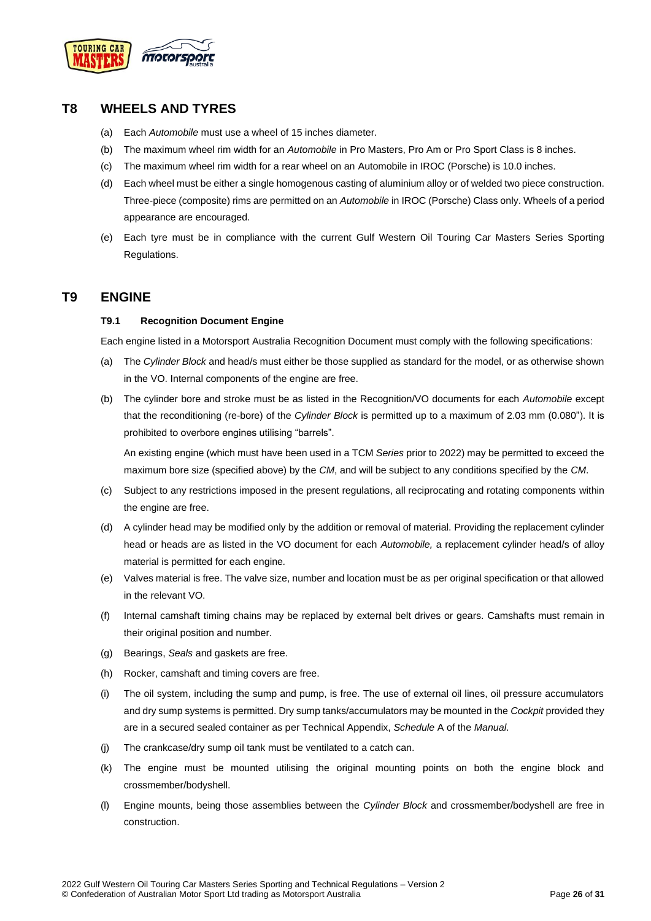## T8 WHEELS AND TYRES

(a) Each *Automobile* must use a wheel of 15 inches diameter.

(b) The maximum wheel rim width for an *Automobile* in Pro Masters, Pro Am or Pro Sport Class is 8 inches.

(c) The maximum wheel rim width for a rear wheel on an Automobile in IROC (Porsche) is 10.0 inches.

(d) Each wheel must be either a single homogenous casting of aluminium alloy or of welded two piece construction. Three-piece (composite) rims are permitted on an *Automobile* in IROC (Porsche) Class only. Wheels of a period appearance are encouraged.

(e) Each tyre must be in compliance with the current Gulf Western Oil Touring Car Masters Series Sporting Regulations.

## T9 ENGINE

### T9.1 Recognition Document Engine

Each engine listed in a Motorsport Australia Recognition Document must comply with the following specifications:

(a) The *Cylinder Block* and head/s must either be those supplied as standard for the model, or as otherwise shown in the VO. Internal components of the engine are free.

(b) The cylinder bore and stroke must be as listed in the Recognition/VO documents for each *Automobile* except that the reconditioning (re-bore) of the *Cylinder Block* is permitted up to a maximum of 2.03 mm (0.080"). It is prohibited to overbore engines utilising "barrels".

An existing engine (which must have been used in a TCM *Series* prior to 2022) may be permitted to exceed the maximum bore size (specified above) by the *CM*, and will be subject to any conditions specified by the *CM*.

(c) Subject to any restrictions imposed in the present regulations, all reciprocating and rotating components within the engine are free.

(d) A cylinder head may be modified only by the addition or removal of material. Providing the replacement cylinder head or heads are as listed in the VO document for each *Automobile,* a replacement cylinder head/s of alloy material is permitted for each engine.

(e) Valves material is free. The valve size, number and location must be as per original specification or that allowed in the relevant VO.

(f) Internal camshaft timing chains may be replaced by external belt drives or gears. Camshafts must remain in their original position and number.

(g) Bearings, *Seals* and gaskets are free.

(h) Rocker, camshaft and timing covers are free.

(i) The oil system, including the sump and pump, is free. The use of external oil lines, oil pressure accumulators and dry sump systems is permitted. Dry sump tanks/accumulators may be mounted in the *Cockpit* provided they are in a secured sealed container as per Technical Appendix, *Schedule* A of the *Manual*.

(j) The crankcase/dry sump oil tank must be ventilated to a catch can.

(k) The engine must be mounted utilising the original mounting points on both the engine block and crossmember/bodyshell.

(l) Engine mounts, being those assemblies between the *Cylinder Block* and crossmember/bodyshell are free in construction.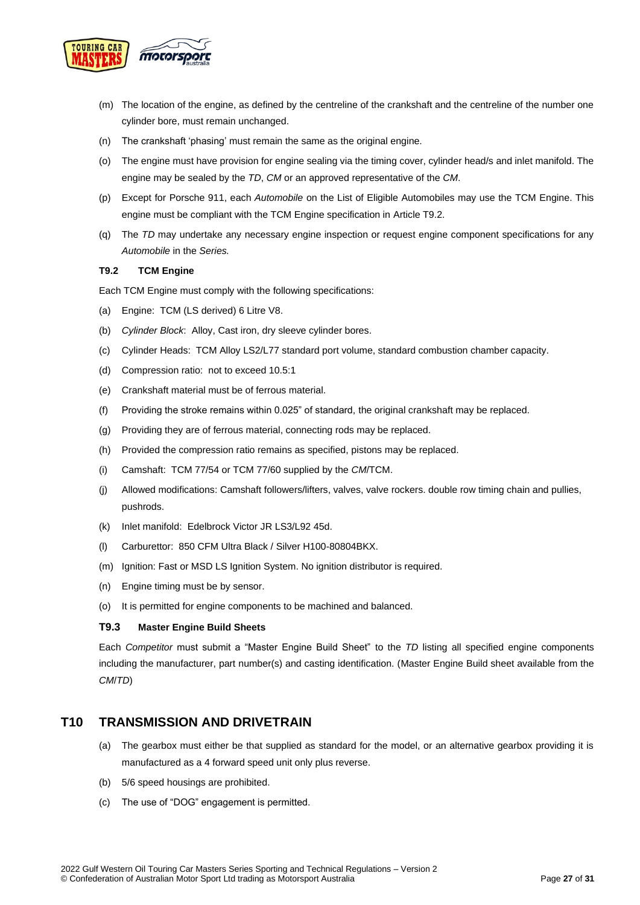(m) The location of the engine, as defined by the centreline of the crankshaft and the centreline of the number one cylinder bore, must remain unchanged.

(n) The crankshaft 'phasing' must remain the same as the original engine.

(o) The engine must have provision for engine sealing via the timing cover, cylinder head/s and inlet manifold. The engine may be sealed by the *TD*, *CM* or an approved representative of the *CM*.

(p) Except for Porsche 911, each *Automobile* on the List of Eligible Automobiles may use the TCM Engine. This engine must be compliant with the TCM Engine specification in Article T9.2.

(q) The *TD* may undertake any necessary engine inspection or request engine component specifications for any *Automobile* in the *Series.*

### T9.2 TCM Engine

Each TCM Engine must comply with the following specifications:

(a) Engine: TCM (LS derived) 6 Litre V8.

(b) *Cylinder Block*: Alloy, Cast iron, dry sleeve cylinder bores.

(c) Cylinder Heads: TCM Alloy LS2/L77 standard port volume, standard combustion chamber capacity.

(d) Compression ratio: not to exceed 10.5:1

(e) Crankshaft material must be of ferrous material.

(f) Providing the stroke remains within 0.025" of standard, the original crankshaft may be replaced.

(g) Providing they are of ferrous material, connecting rods may be replaced.

(h) Provided the compression ratio remains as specified, pistons may be replaced.

(i) Camshaft: TCM 77/54 or TCM 77/60 supplied by the *CM*/TCM.

(j) Allowed modifications: Camshaft followers/lifters, valves, valve rockers. double row timing chain and pullies, pushrods.

(k) Inlet manifold: Edelbrock Victor JR LS3/L92 45d.

(l) Carburettor: 850 CFM Ultra Black / Silver H100-80804BKX.

(m) Ignition: Fast or MSD LS Ignition System. No ignition distributor is required.

(n) Engine timing must be by sensor.

(o) It is permitted for engine components to be machined and balanced.

### T9.3 Master Engine Build Sheets

Each *Competitor* must submit a "Master Engine Build Sheet" to the *TD* listing all specified engine components including the manufacturer, part number(s) and casting identification. (Master Engine Build sheet available from the *CM*/*TD*)

## T10 TRANSMISSION AND DRIVETRAIN

(a) The gearbox must either be that supplied as standard for the model, or an alternative gearbox providing it is manufactured as a 4 forward speed unit only plus reverse.

(b) 5/6 speed housings are prohibited.

(c) The use of "DOG" engagement is permitted.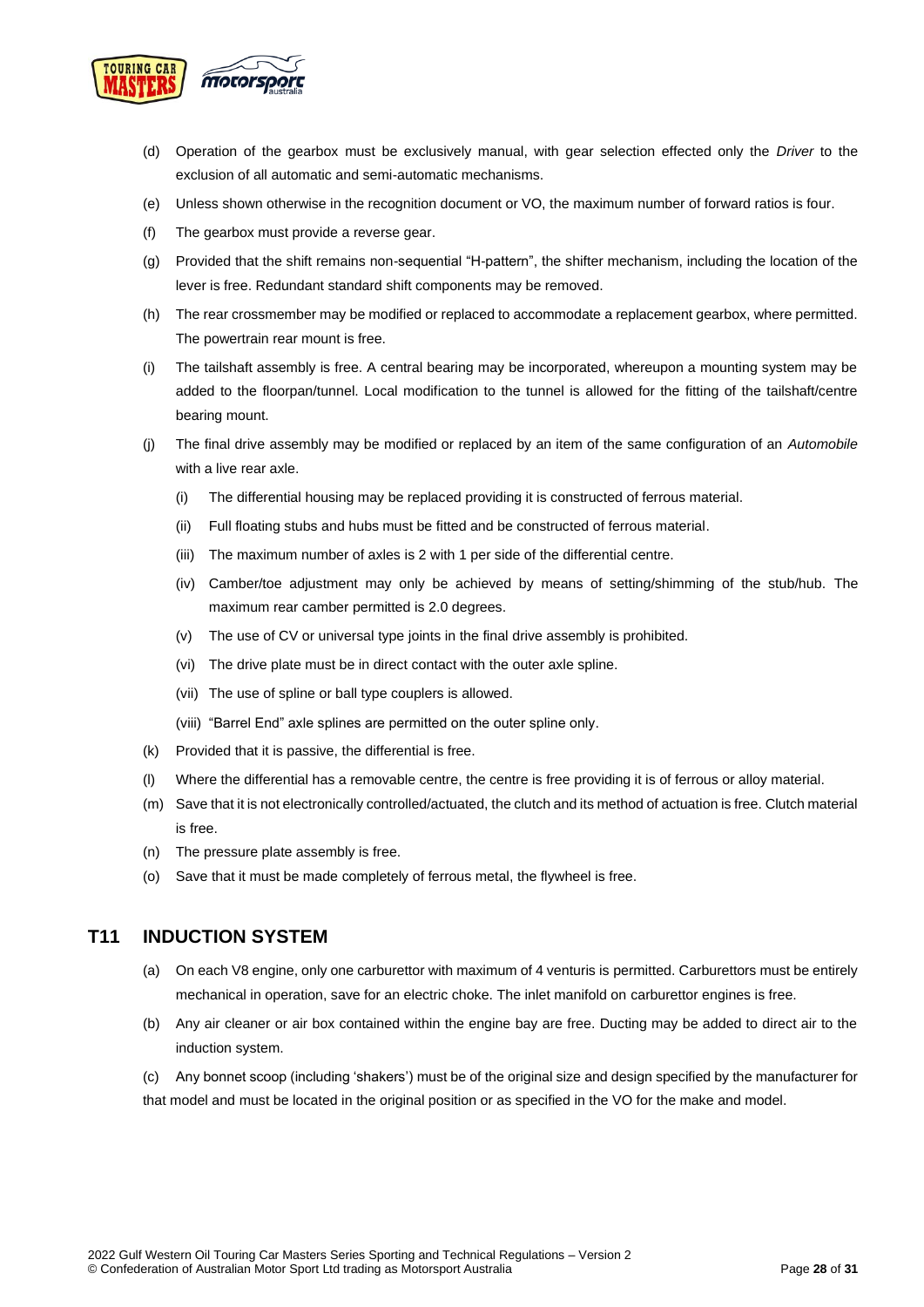(d) Operation of the gearbox must be exclusively manual, with gear selection effected only the *Driver* to the exclusion of all automatic and semi-automatic mechanisms.

(e) Unless shown otherwise in the recognition document or VO, the maximum number of forward ratios is four.

(f) The gearbox must provide a reverse gear.

(g) Provided that the shift remains non-sequential "H-pattern", the shifter mechanism, including the location of the lever is free. Redundant standard shift components may be removed.

(h) The rear crossmember may be modified or replaced to accommodate a replacement gearbox, where permitted. The powertrain rear mount is free.

(i) The tailshaft assembly is free. A central bearing may be incorporated, whereupon a mounting system may be added to the floorpan/tunnel. Local modification to the tunnel is allowed for the fitting of the tailshaft/centre bearing mount.

(j) The final drive assembly may be modified or replaced by an item of the same configuration of an *Automobile* with a live rear axle.

   (i) The differential housing may be replaced providing it is constructed of ferrous material.

   (ii) Full floating stubs and hubs must be fitted and be constructed of ferrous material.

   (iii) The maximum number of axles is 2 with 1 per side of the differential centre.

   (iv) Camber/toe adjustment may only be achieved by means of setting/shimming of the stub/hub. The maximum rear camber permitted is 2.0 degrees.

   (v) The use of CV or universal type joints in the final drive assembly is prohibited.

   (vi) The drive plate must be in direct contact with the outer axle spline.

   (vii) The use of spline or ball type couplers is allowed.

   (viii) "Barrel End" axle splines are permitted on the outer spline only.

(k) Provided that it is passive, the differential is free.

(l) Where the differential has a removable centre, the centre is free providing it is of ferrous or alloy material.

(m) Save that it is not electronically controlled/actuated, the clutch and its method of actuation is free. Clutch material is free.

(n) The pressure plate assembly is free.

(o) Save that it must be made completely of ferrous metal, the flywheel is free.

## T11 INDUCTION SYSTEM

(a) On each V8 engine, only one carburettor with maximum of 4 venturis is permitted. Carburettors must be entirely mechanical in operation, save for an electric choke. The inlet manifold on carburettor engines is free.

(b) Any air cleaner or air box contained within the engine bay are free. Ducting may be added to direct air to the induction system.

(c) Any bonnet scoop (including 'shakers') must be of the original size and design specified by the manufacturer for that model and must be located in the original position or as specified in the VO for the make and model.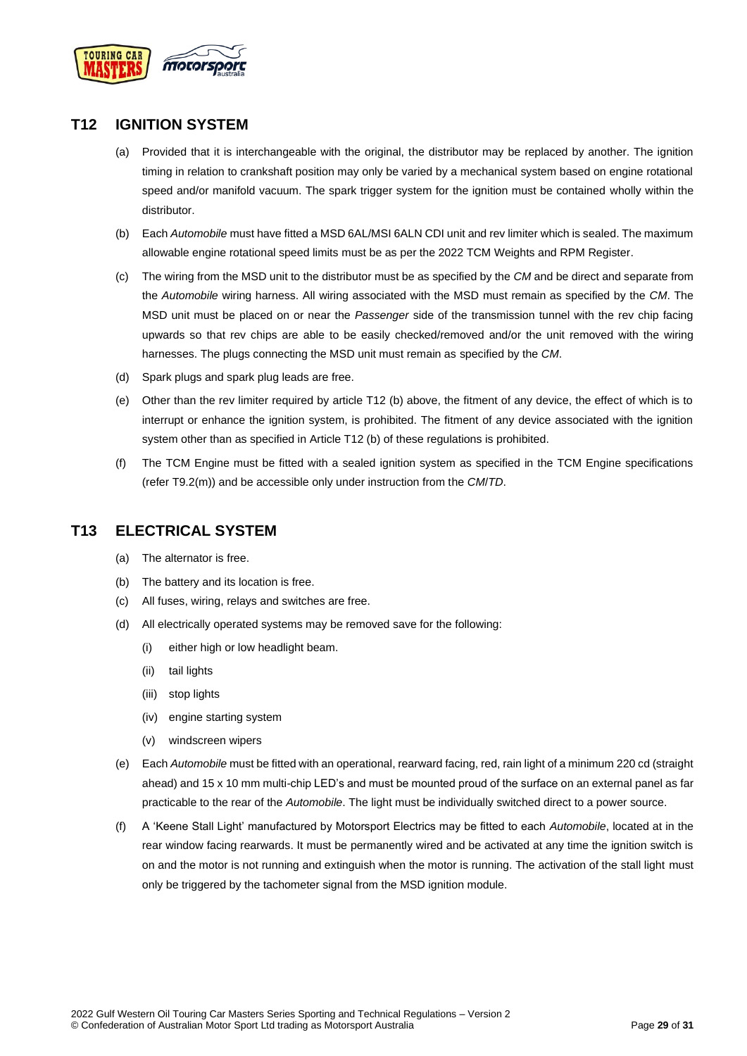## T12 IGNITION SYSTEM

(a) Provided that it is interchangeable with the original, the distributor may be replaced by another. The ignition timing in relation to crankshaft position may only be varied by a mechanical system based on engine rotational speed and/or manifold vacuum. The spark trigger system for the ignition must be contained wholly within the distributor.

(b) Each *Automobile* must have fitted a MSD 6AL/MSI 6ALN CDI unit and rev limiter which is sealed. The maximum allowable engine rotational speed limits must be as per the 2022 TCM Weights and RPM Register.

(c) The wiring from the MSD unit to the distributor must be as specified by the *CM* and be direct and separate from the *Automobile* wiring harness. All wiring associated with the MSD must remain as specified by the *CM*. The MSD unit must be placed on or near the *Passenger* side of the transmission tunnel with the rev chip facing upwards so that rev chips are able to be easily checked/removed and/or the unit removed with the wiring harnesses. The plugs connecting the MSD unit must remain as specified by the *CM*.

(d) Spark plugs and spark plug leads are free.

(e) Other than the rev limiter required by article T12 (b) above, the fitment of any device, the effect of which is to interrupt or enhance the ignition system, is prohibited. The fitment of any device associated with the ignition system other than as specified in Article T12 (b) of these regulations is prohibited.

(f) The TCM Engine must be fitted with a sealed ignition system as specified in the TCM Engine specifications (refer T9.2(m)) and be accessible only under instruction from the *CM*/*TD*.

## T13 ELECTRICAL SYSTEM

(a) The alternator is free.

(b) The battery and its location is free.

(c) All fuses, wiring, relays and switches are free.

(d) All electrically operated systems may be removed save for the following:

  (i) either high or low headlight beam.

  (ii) tail lights

  (iii) stop lights

  (iv) engine starting system

  (v) windscreen wipers

(e) Each *Automobile* must be fitted with an operational, rearward facing, red, rain light of a minimum 220 cd (straight ahead) and 15 x 10 mm multi-chip LED's and must be mounted proud of the surface on an external panel as far practicable to the rear of the *Automobile*. The light must be individually switched direct to a power source.

(f) A 'Keene Stall Light' manufactured by Motorsport Electrics may be fitted to each *Automobile*, located at in the rear window facing rearwards. It must be permanently wired and be activated at any time the ignition switch is on and the motor is not running and extinguish when the motor is running. The activation of the stall light must only be triggered by the tachometer signal from the MSD ignition module.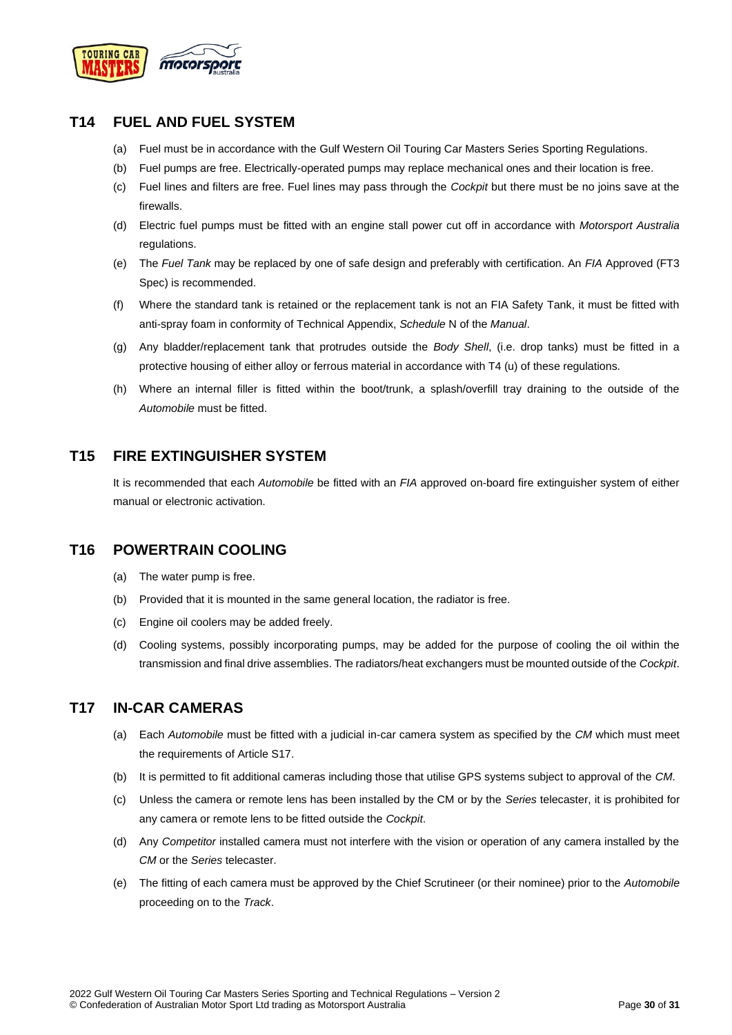## T14 FUEL AND FUEL SYSTEM

(a) Fuel must be in accordance with the Gulf Western Oil Touring Car Masters Series Sporting Regulations.

(b) Fuel pumps are free. Electrically-operated pumps may replace mechanical ones and their location is free.

(c) Fuel lines and filters are free. Fuel lines may pass through the *Cockpit* but there must be no joins save at the firewalls.

(d) Electric fuel pumps must be fitted with an engine stall power cut off in accordance with *Motorsport Australia* regulations.

(e) The *Fuel Tank* may be replaced by one of safe design and preferably with certification. An *FIA* Approved (FT3 Spec) is recommended.

(f) Where the standard tank is retained or the replacement tank is not an FIA Safety Tank, it must be fitted with anti-spray foam in conformity of Technical Appendix, *Schedule* N of the *Manual*.

(g) Any bladder/replacement tank that protrudes outside the *Body Shell*, (i.e. drop tanks) must be fitted in a protective housing of either alloy or ferrous material in accordance with T4 (u) of these regulations.

(h) Where an internal filler is fitted within the boot/trunk, a splash/overfill tray draining to the outside of the *Automobile* must be fitted.

## T15 FIRE EXTINGUISHER SYSTEM

It is recommended that each *Automobile* be fitted with an *FIA* approved on-board fire extinguisher system of either manual or electronic activation.

## T16 POWERTRAIN COOLING

(a) The water pump is free.

(b) Provided that it is mounted in the same general location, the radiator is free.

(c) Engine oil coolers may be added freely.

(d) Cooling systems, possibly incorporating pumps, may be added for the purpose of cooling the oil within the transmission and final drive assemblies. The radiators/heat exchangers must be mounted outside of the *Cockpit*.

## T17 IN-CAR CAMERAS

(a) Each *Automobile* must be fitted with a judicial in-car camera system as specified by the *CM* which must meet the requirements of Article S17.

(b) It is permitted to fit additional cameras including those that utilise GPS systems subject to approval of the *CM*.

(c) Unless the camera or remote lens has been installed by the CM or by the *Series* telecaster, it is prohibited for any camera or remote lens to be fitted outside the *Cockpit*.

(d) Any *Competitor* installed camera must not interfere with the vision or operation of any camera installed by the *CM* or the *Series* telecaster.

(e) The fitting of each camera must be approved by the Chief Scrutineer (or their nominee) prior to the *Automobile* proceeding on to the *Track*.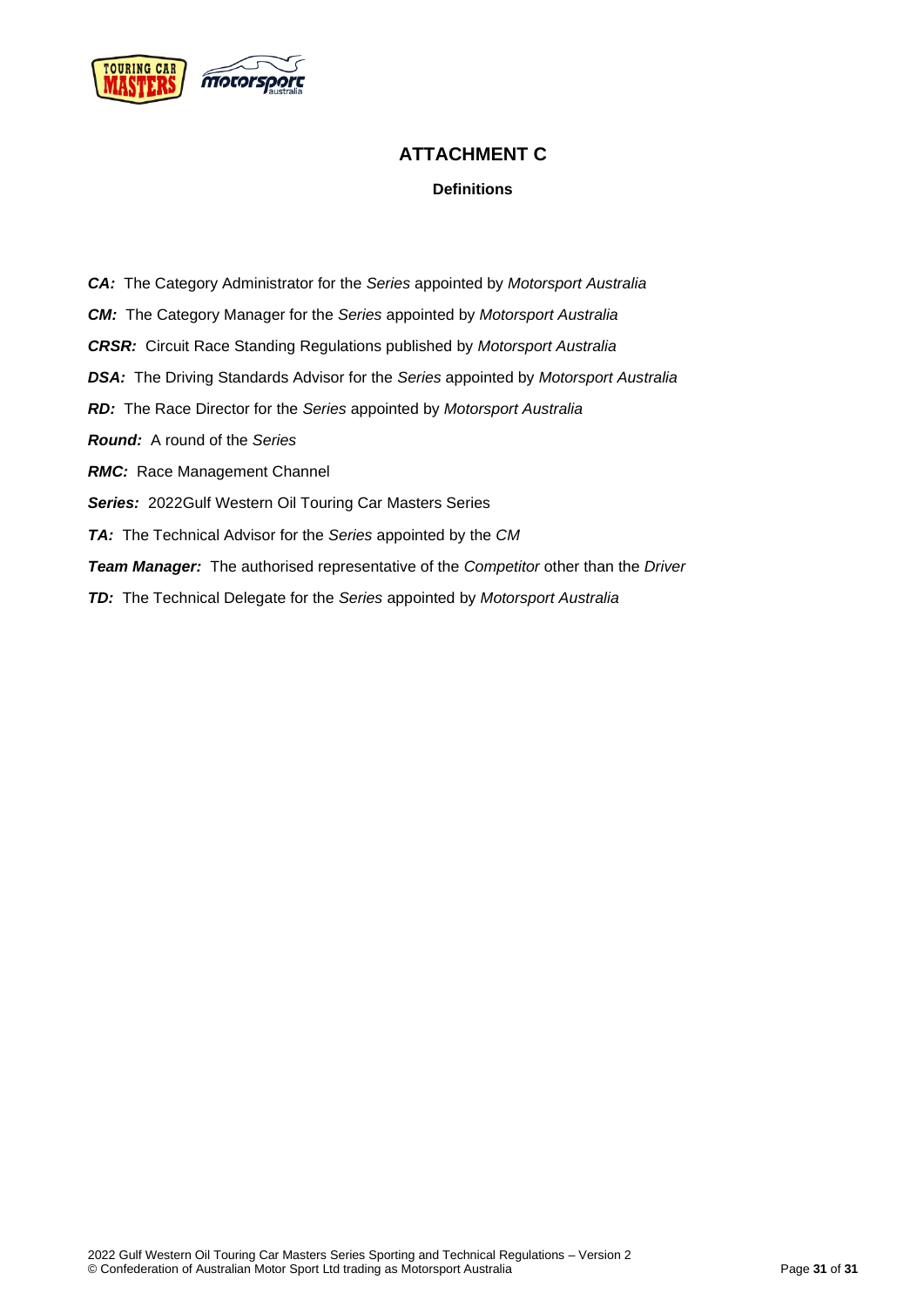# ATTACHMENT C

**Definitions**

***CA:*** The Category Administrator for the *Series* appointed by *Motorsport Australia*

***CM:*** The Category Manager for the *Series* appointed by *Motorsport Australia*

***CRSR:*** Circuit Race Standing Regulations published by *Motorsport Australia*

***DSA:*** The Driving Standards Advisor for the *Series* appointed by *Motorsport Australia*

***RD:*** The Race Director for the *Series* appointed by *Motorsport Australia*

***Round:*** A round of the *Series*

***RMC:*** Race Management Channel

***Series:*** 2022Gulf Western Oil Touring Car Masters Series

***TA:*** The Technical Advisor for the *Series* appointed by the *CM*

***Team Manager:*** The authorised representative of the *Competitor* other than the *Driver*

***TD:*** The Technical Delegate for the *Series* appointed by *Motorsport Australia*